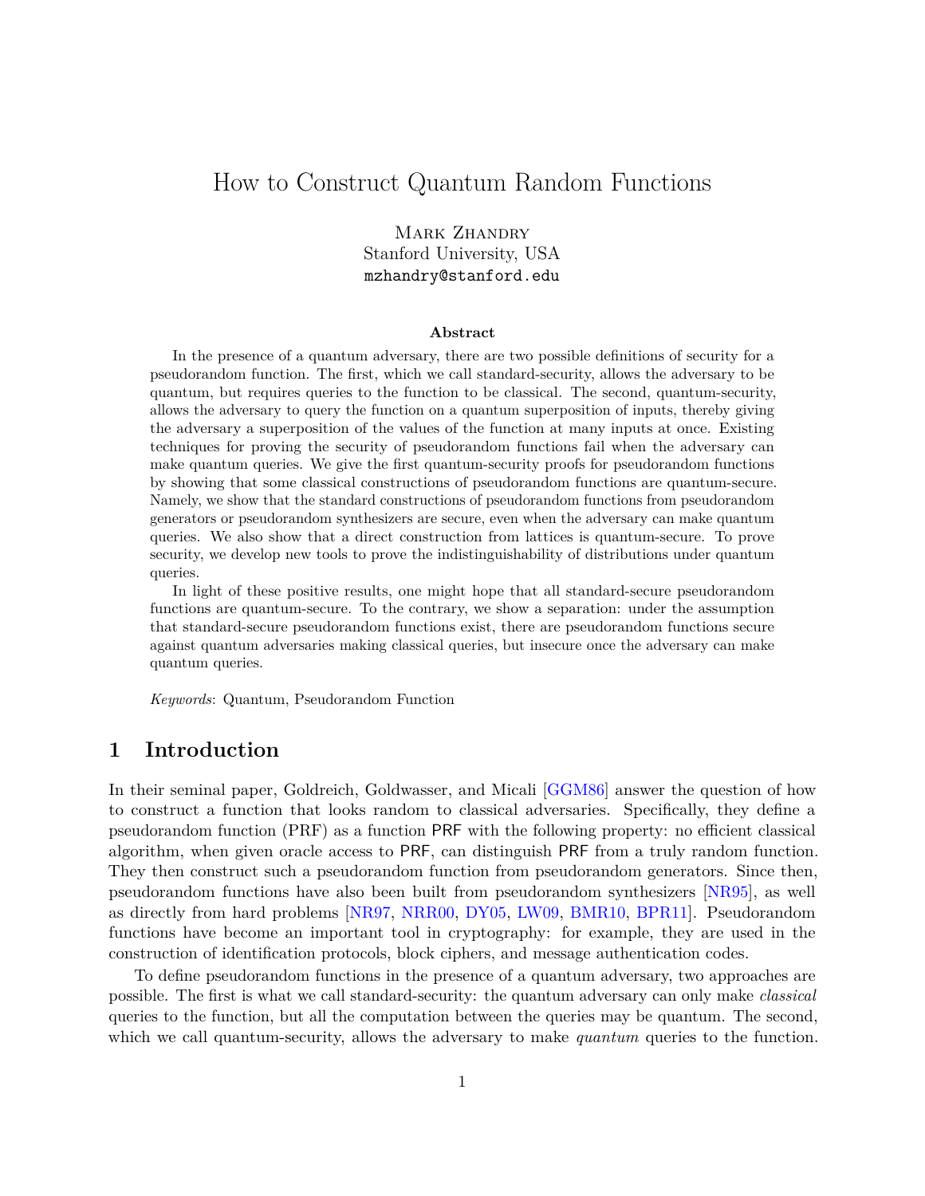# How to Construct Quantum Random Functions

Mark Zhandry
Stanford University, USA
mzhandry@stanford.edu

### Abstract

In the presence of a quantum adversary, there are two possible definitions of security for a pseudorandom function. The first, which we call standard-security, allows the adversary to be quantum, but requires queries to the function to be classical. The second, quantum-security, allows the adversary to query the function on a quantum superposition of inputs, thereby giving the adversary a superposition of the values of the function at many inputs at once. Existing techniques for proving the security of pseudorandom functions fail when the adversary can make quantum queries. We give the first quantum-security proofs for pseudorandom functions by showing that some classical constructions of pseudorandom functions are quantum-secure. Namely, we show that the standard constructions of pseudorandom functions from pseudorandom generators or pseudorandom synthesizers are secure, even when the adversary can make quantum queries. We also show that a direct construction from lattices is quantum-secure. To prove security, we develop new tools to prove the indistinguishability of distributions under quantum queries.

In light of these positive results, one might hope that all standard-secure pseudorandom functions are quantum-secure. To the contrary, we show a separation: under the assumption that standard-secure pseudorandom functions exist, there are pseudorandom functions secure against quantum adversaries making classical queries, but insecure once the adversary can make quantum queries.

*Keywords*: Quantum, Pseudorandom Function

## 1 Introduction

In their seminal paper, Goldreich, Goldwasser, and Micali [GGM86] answer the question of how to construct a function that looks random to classical adversaries. Specifically, they define a pseudorandom function (PRF) as a function PRF with the following property: no efficient classical algorithm, when given oracle access to PRF, can distinguish PRF from a truly random function. They then construct such a pseudorandom function from pseudorandom generators. Since then, pseudorandom functions have also been built from pseudorandom synthesizers [NR95], as well as directly from hard problems [NR97, NRR00, DY05, LW09, BMR10, BPR11]. Pseudorandom functions have become an important tool in cryptography: for example, they are used in the construction of identification protocols, block ciphers, and message authentication codes.

To define pseudorandom functions in the presence of a quantum adversary, two approaches are possible. The first is what we call standard-security: the quantum adversary can only make *classical* queries to the function, but all the computation between the queries may be quantum. The second, which we call quantum-security, allows the adversary to make *quantum* queries to the function.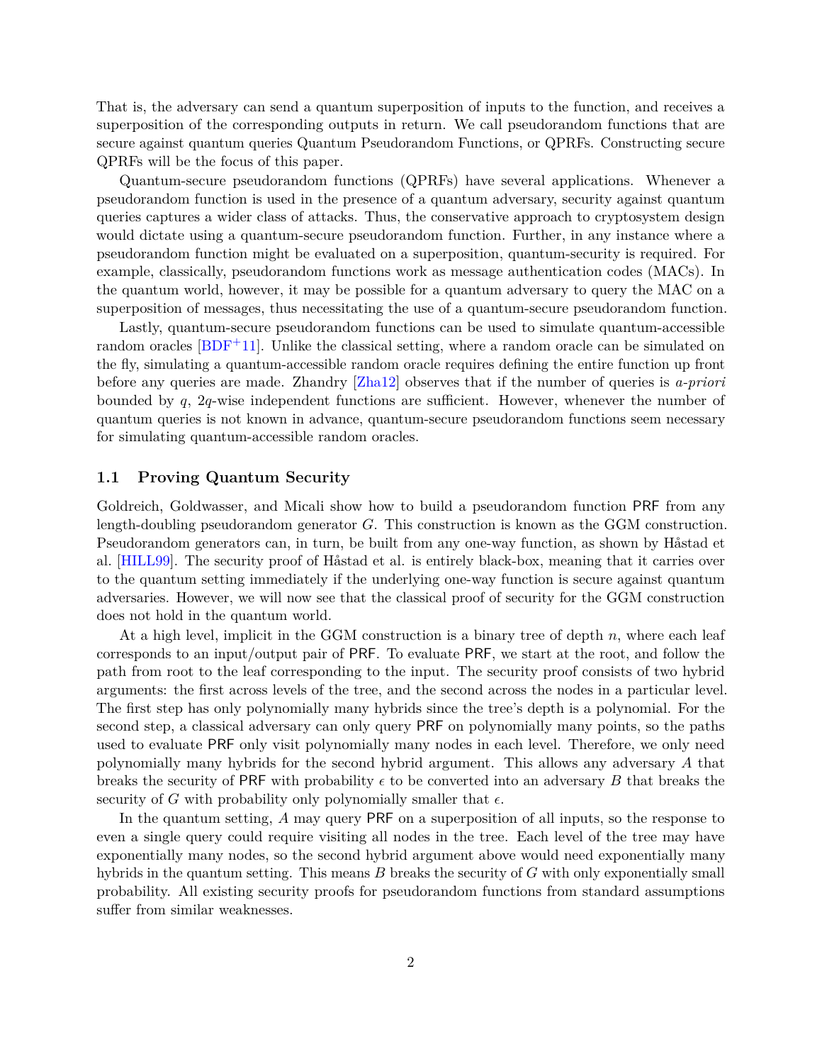That is, the adversary can send a quantum superposition of inputs to the function, and receives a superposition of the corresponding outputs in return. We call pseudorandom functions that are secure against quantum queries Quantum Pseudorandom Functions, or QPRFs. Constructing secure QPRFs will be the focus of this paper.

Quantum-secure pseudorandom functions (QPRFs) have several applications. Whenever a pseudorandom function is used in the presence of a quantum adversary, security against quantum queries captures a wider class of attacks. Thus, the conservative approach to cryptosystem design would dictate using a quantum-secure pseudorandom function. Further, in any instance where a pseudorandom function might be evaluated on a superposition, quantum-security is required. For example, classically, pseudorandom functions work as message authentication codes (MACs). In the quantum world, however, it may be possible for a quantum adversary to query the MAC on a superposition of messages, thus necessitating the use of a quantum-secure pseudorandom function.

Lastly, quantum-secure pseudorandom functions can be used to simulate quantum-accessible random oracles [BDF+11]. Unlike the classical setting, where a random oracle can be simulated on the fly, simulating a quantum-accessible random oracle requires defining the entire function up front before any queries are made. Zhandry [Zha12] observes that if the number of queries is *a-priori* bounded by $q$, $2q$-wise independent functions are sufficient. However, whenever the number of quantum queries is not known in advance, quantum-secure pseudorandom functions seem necessary for simulating quantum-accessible random oracles.

## 1.1 Proving Quantum Security

Goldreich, Goldwasser, and Micali show how to build a pseudorandom function $\mathsf{PRF}$ from any length-doubling pseudorandom generator $G$. This construction is known as the GGM construction. Pseudorandom generators can, in turn, be built from any one-way function, as shown by Håstad et al. [HILL99]. The security proof of Håstad et al. is entirely black-box, meaning that it carries over to the quantum setting immediately if the underlying one-way function is secure against quantum adversaries. However, we will now see that the classical proof of security for the GGM construction does not hold in the quantum world.

At a high level, implicit in the GGM construction is a binary tree of depth $n$, where each leaf corresponds to an input/output pair of $\mathsf{PRF}$. To evaluate $\mathsf{PRF}$, we start at the root, and follow the path from root to the leaf corresponding to the input. The security proof consists of two hybrid arguments: the first across levels of the tree, and the second across the nodes in a particular level. The first step has only polynomially many hybrids since the tree's depth is a polynomial. For the second step, a classical adversary can only query $\mathsf{PRF}$ on polynomially many points, so the paths used to evaluate $\mathsf{PRF}$ only visit polynomially many nodes in each level. Therefore, we only need polynomially many hybrids for the second hybrid argument. This allows any adversary $A$ that breaks the security of $\mathsf{PRF}$ with probability $\epsilon$ to be converted into an adversary $B$ that breaks the security of $G$ with probability only polynomially smaller that $\epsilon$.

In the quantum setting, $A$ may query $\mathsf{PRF}$ on a superposition of all inputs, so the response to even a single query could require visiting all nodes in the tree. Each level of the tree may have exponentially many nodes, so the second hybrid argument above would need exponentially many hybrids in the quantum setting. This means $B$ breaks the security of $G$ with only exponentially small probability. All existing security proofs for pseudorandom functions from standard assumptions suffer from similar weaknesses.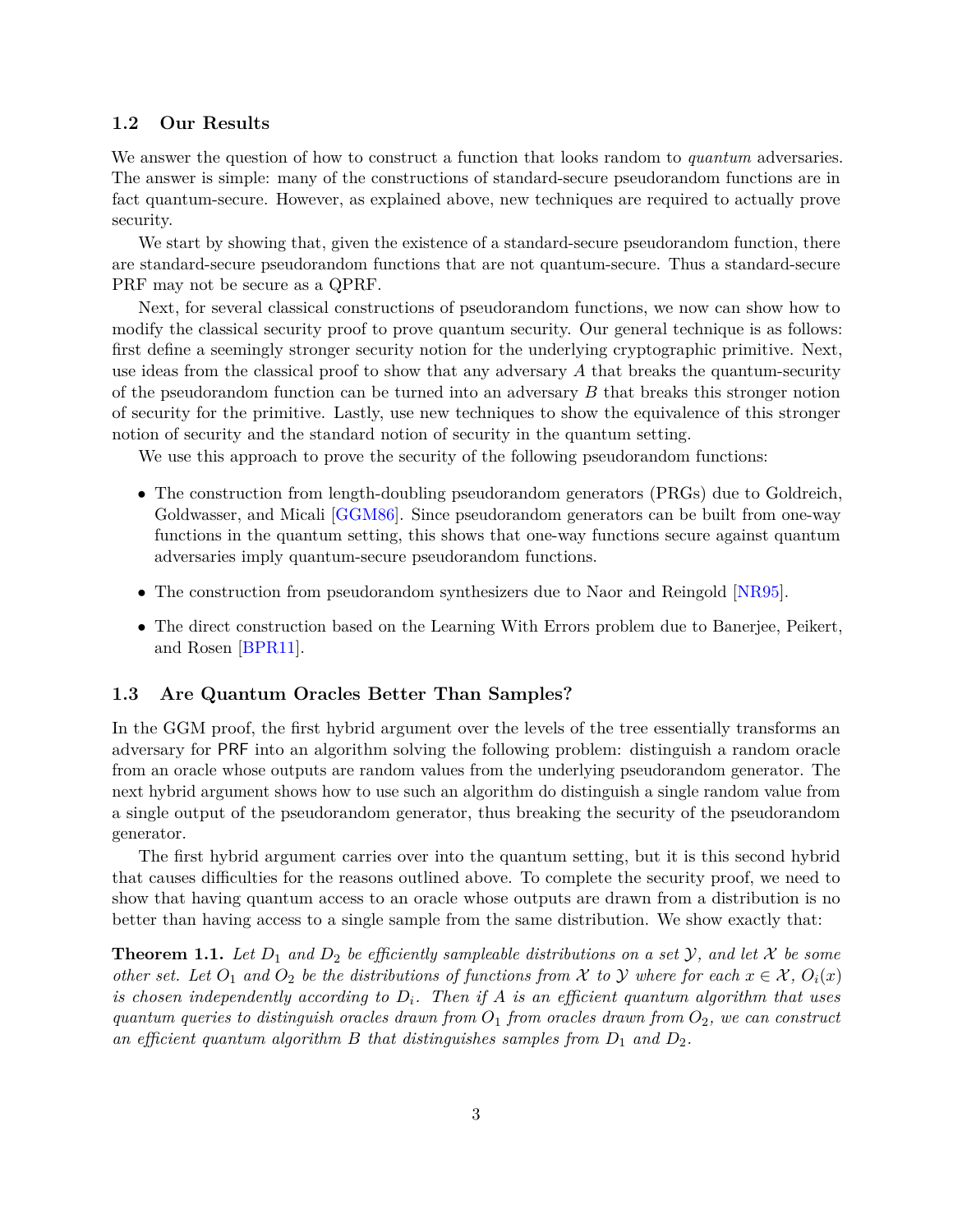### 1.2 Our Results

We answer the question of how to construct a function that looks random to *quantum* adversaries. The answer is simple: many of the constructions of standard-secure pseudorandom functions are in fact quantum-secure. However, as explained above, new techniques are required to actually prove security.

We start by showing that, given the existence of a standard-secure pseudorandom function, there are standard-secure pseudorandom functions that are not quantum-secure. Thus a standard-secure PRF may not be secure as a QPRF.

Next, for several classical constructions of pseudorandom functions, we now can show how to modify the classical security proof to prove quantum security. Our general technique is as follows: first define a seemingly stronger security notion for the underlying cryptographic primitive. Next, use ideas from the classical proof to show that any adversary $A$ that breaks the quantum-security of the pseudorandom function can be turned into an adversary $B$ that breaks this stronger notion of security for the primitive. Lastly, use new techniques to show the equivalence of this stronger notion of security and the standard notion of security in the quantum setting.

We use this approach to prove the security of the following pseudorandom functions:

- The construction from length-doubling pseudorandom generators (PRGs) due to Goldreich, Goldwasser, and Micali [GGM86]. Since pseudorandom generators can be built from one-way functions in the quantum setting, this shows that one-way functions secure against quantum adversaries imply quantum-secure pseudorandom functions.
- The construction from pseudorandom synthesizers due to Naor and Reingold [NR95].
- The direct construction based on the Learning With Errors problem due to Banerjee, Peikert, and Rosen [BPR11].

### 1.3 Are Quantum Oracles Better Than Samples?

In the GGM proof, the first hybrid argument over the levels of the tree essentially transforms an adversary for $\mathsf{PRF}$ into an algorithm solving the following problem: distinguish a random oracle from an oracle whose outputs are random values from the underlying pseudorandom generator. The next hybrid argument shows how to use such an algorithm do distinguish a single random value from a single output of the pseudorandom generator, thus breaking the security of the pseudorandom generator.

The first hybrid argument carries over into the quantum setting, but it is this second hybrid that causes difficulties for the reasons outlined above. To complete the security proof, we need to show that having quantum access to an oracle whose outputs are drawn from a distribution is no better than having access to a single sample from the same distribution. We show exactly that:

**Theorem 1.1.** *Let $D_1$ and $D_2$ be efficiently sampleable distributions on a set $\mathcal{Y}$, and let $\mathcal{X}$ be some other set. Let $O_1$ and $O_2$ be the distributions of functions from $\mathcal{X}$ to $\mathcal{Y}$ where for each $x \in \mathcal{X}$, $O_i(x)$ is chosen independently according to $D_i$. Then if $A$ is an efficient quantum algorithm that uses quantum queries to distinguish oracles drawn from $O_1$ from oracles drawn from $O_2$, we can construct an efficient quantum algorithm $B$ that distinguishes samples from $D_1$ and $D_2$.*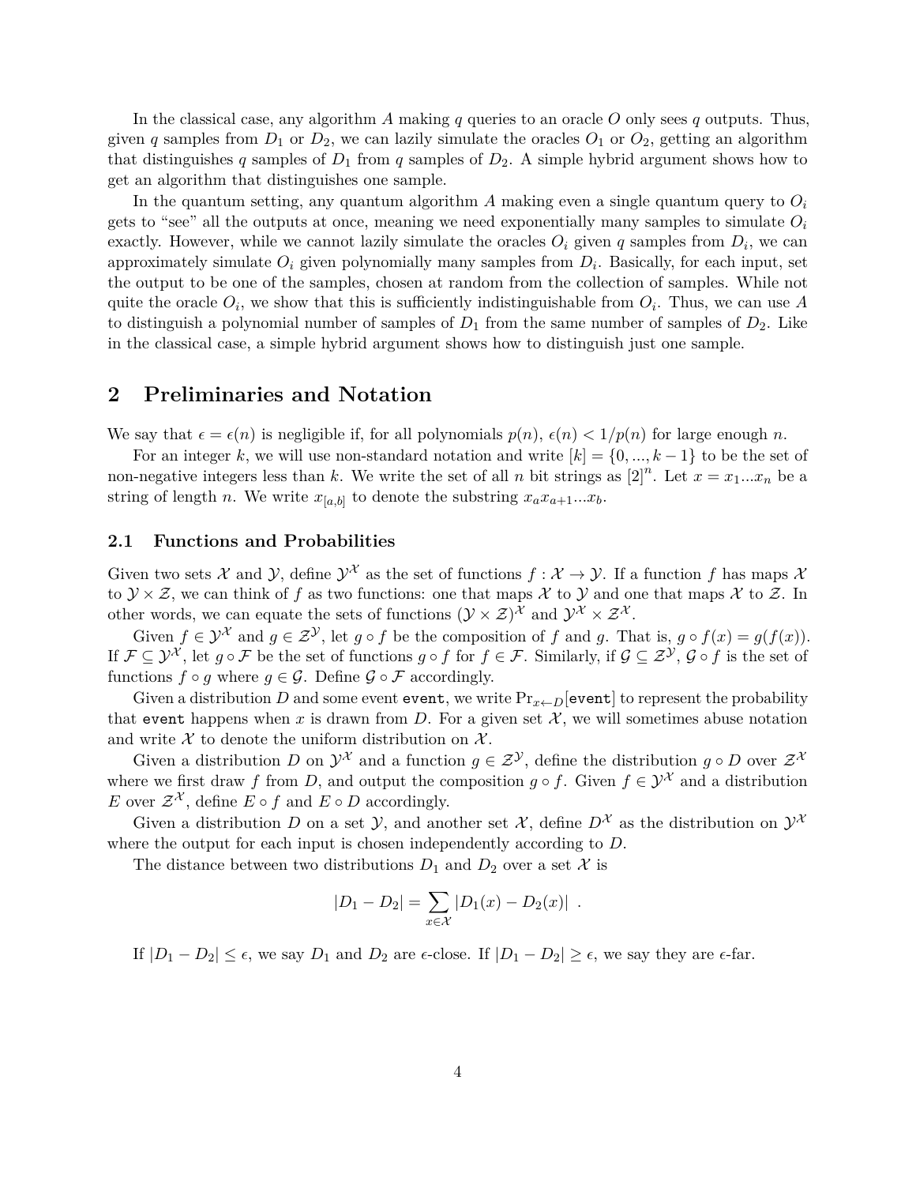In the classical case, any algorithm $A$ making $q$ queries to an oracle $O$ only sees $q$ outputs. Thus, given $q$ samples from $D_1$ or $D_2$, we can lazily simulate the oracles $O_1$ or $O_2$, getting an algorithm that distinguishes $q$ samples of $D_1$ from $q$ samples of $D_2$. A simple hybrid argument shows how to get an algorithm that distinguishes one sample.

In the quantum setting, any quantum algorithm $A$ making even a single quantum query to $O_i$ gets to "see" all the outputs at once, meaning we need exponentially many samples to simulate $O_i$ exactly. However, while we cannot lazily simulate the oracles $O_i$ given $q$ samples from $D_i$, we can approximately simulate $O_i$ given polynomially many samples from $D_i$. Basically, for each input, set the output to be one of the samples, chosen at random from the collection of samples. While not quite the oracle $O_i$, we show that this is sufficiently indistinguishable from $O_i$. Thus, we can use $A$ to distinguish a polynomial number of samples of $D_1$ from the same number of samples of $D_2$. Like in the classical case, a simple hybrid argument shows how to distinguish just one sample.

## 2 Preliminaries and Notation

We say that $\epsilon = \epsilon(n)$ is negligible if, for all polynomials $p(n)$, $\epsilon(n) < 1/p(n)$ for large enough $n$.

For an integer $k$, we will use non-standard notation and write $[k] = \{0, ..., k-1\}$ to be the set of non-negative integers less than $k$. We write the set of all $n$ bit strings as $[2]^n$. Let $x = x_1...x_n$ be a string of length $n$. We write $x_{[a,b]}$ to denote the substring $x_a x_{a+1}...x_b$.

### 2.1 Functions and Probabilities

Given two sets $\mathcal{X}$ and $\mathcal{Y}$, define $\mathcal{Y}^{\mathcal{X}}$ as the set of functions $f : \mathcal{X} \to \mathcal{Y}$. If a function $f$ has maps $\mathcal{X}$ to $\mathcal{Y} \times \mathcal{Z}$, we can think of $f$ as two functions: one that maps $\mathcal{X}$ to $\mathcal{Y}$ and one that maps $\mathcal{X}$ to $\mathcal{Z}$. In other words, we can equate the sets of functions $(\mathcal{Y} \times \mathcal{Z})^{\mathcal{X}}$ and $\mathcal{Y}^{\mathcal{X}} \times \mathcal{Z}^{\mathcal{X}}$.

Given $f \in \mathcal{Y}^{\mathcal{X}}$ and $g \in \mathcal{Z}^{\mathcal{Y}}$, let $g \circ f$ be the composition of $f$ and $g$. That is, $g \circ f(x) = g(f(x))$. If $\mathcal{F} \subseteq \mathcal{Y}^{\mathcal{X}}$, let $g \circ \mathcal{F}$ be the set of functions $g \circ f$ for $f \in \mathcal{F}$. Similarly, if $\mathcal{G} \subseteq \mathcal{Z}^{\mathcal{Y}}$, $\mathcal{G} \circ f$ is the set of functions $f \circ g$ where $g \in \mathcal{G}$. Define $\mathcal{G} \circ \mathcal{F}$ accordingly.

Given a distribution $D$ and some event `event`, we write $\Pr_{x \leftarrow D}[\texttt{event}]$ to represent the probability that `event` happens when $x$ is drawn from $D$. For a given set $\mathcal{X}$, we will sometimes abuse notation and write $\mathcal{X}$ to denote the uniform distribution on $\mathcal{X}$.

Given a distribution $D$ on $\mathcal{Y}^{\mathcal{X}}$ and a function $g \in \mathcal{Z}^{\mathcal{Y}}$, define the distribution $g \circ D$ over $\mathcal{Z}^{\mathcal{X}}$ where we first draw $f$ from $D$, and output the composition $g \circ f$. Given $f \in \mathcal{Y}^{\mathcal{X}}$ and a distribution $E$ over $\mathcal{Z}^{\mathcal{X}}$, define $E \circ f$ and $E \circ D$ accordingly.

Given a distribution $D$ on a set $\mathcal{Y}$, and another set $\mathcal{X}$, define $D^{\mathcal{X}}$ as the distribution on $\mathcal{Y}^{\mathcal{X}}$ where the output for each input is chosen independently according to $D$.

The distance between two distributions $D_1$ and $D_2$ over a set $\mathcal{X}$ is

$$|D_1 - D_2| = \sum_{x \in \mathcal{X}} |D_1(x) - D_2(x)| \ .$$

If $|D_1 - D_2| \leq \epsilon$, we say $D_1$ and $D_2$ are $\epsilon$-close. If $|D_1 - D_2| \geq \epsilon$, we say they are $\epsilon$-far.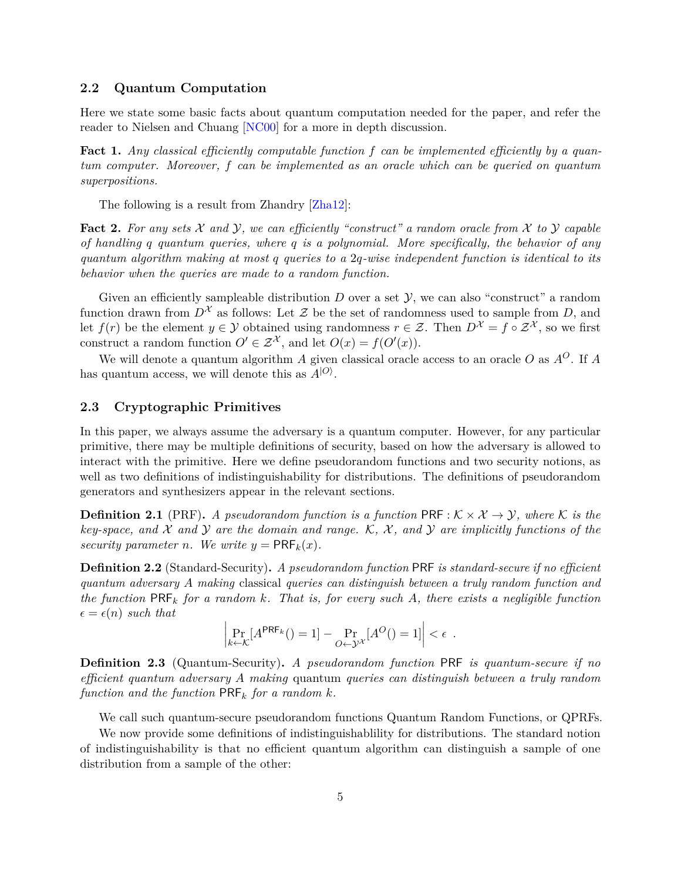### 2.2 Quantum Computation

Here we state some basic facts about quantum computation needed for the paper, and refer the reader to Nielsen and Chuang [NC00] for a more in depth discussion.

**Fact 1.** *Any classical efficiently computable function $f$ can be implemented efficiently by a quantum computer. Moreover, $f$ can be implemented as an oracle which can be queried on quantum superpositions.*

The following is a result from Zhandry [Zha12]:

**Fact 2.** *For any sets $\mathcal{X}$ and $\mathcal{Y}$, we can efficiently "construct" a random oracle from $\mathcal{X}$ to $\mathcal{Y}$ capable of handling $q$ quantum queries, where $q$ is a polynomial. More specifically, the behavior of any quantum algorithm making at most $q$ queries to a $2q$-wise independent function is identical to its behavior when the queries are made to a random function.*

Given an efficiently sampleable distribution $D$ over a set $\mathcal{Y}$, we can also "construct" a random function drawn from $D^{\mathcal{X}}$ as follows: Let $\mathcal{Z}$ be the set of randomness used to sample from $D$, and let $f(r)$ be the element $y \in \mathcal{Y}$ obtained using randomness $r \in \mathcal{Z}$. Then $D^{\mathcal{X}} = f \circ \mathcal{Z}^{\mathcal{X}}$, so we first construct a random function $O' \in \mathcal{Z}^{\mathcal{X}}$, and let $O(x) = f(O'(x))$.

We will denote a quantum algorithm $A$ given classical oracle access to an oracle $O$ as $A^O$. If $A$ has quantum access, we will denote this as $A^{|O\rangle}$.

### 2.3 Cryptographic Primitives

In this paper, we always assume the adversary is a quantum computer. However, for any particular primitive, there may be multiple definitions of security, based on how the adversary is allowed to interact with the primitive. Here we define pseudorandom functions and two security notions, as well as two definitions of indistinguishability for distributions. The definitions of pseudorandom generators and synthesizers appear in the relevant sections.

**Definition 2.1** (PRF)**.** *A pseudorandom function is a function $\mathsf{PRF} : \mathcal{K} \times \mathcal{X} \to \mathcal{Y}$, where $\mathcal{K}$ is the key-space, and $\mathcal{X}$ and $\mathcal{Y}$ are the domain and range. $\mathcal{K}$, $\mathcal{X}$, and $\mathcal{Y}$ are implicitly functions of the security parameter $n$. We write $y = \mathsf{PRF}_k(x)$.*

**Definition 2.2** (Standard-Security)**.** *A pseudorandom function* $\mathsf{PRF}$ *is standard-secure if no efficient quantum adversary $A$ making* classical *queries can distinguish between a truly random function and the function $\mathsf{PRF}_k$ for a random $k$. That is, for every such $A$, there exists a negligible function $\epsilon = \epsilon(n)$ such that*

$$\left| \Pr_{k \leftarrow \mathcal{K}}[A^{\mathsf{PRF}_k}() = 1] - \Pr_{O \leftarrow \mathcal{Y}^{\mathcal{X}}}[A^{O}() = 1] \right| < \epsilon \ .$$

**Definition 2.3** (Quantum-Security)**.** *A pseudorandom function* $\mathsf{PRF}$ *is quantum-secure if no efficient quantum adversary $A$ making* quantum *queries can distinguish between a truly random function and the function $\mathsf{PRF}_k$ for a random $k$.*

We call such quantum-secure pseudorandom functions Quantum Random Functions, or QPRFs.

We now provide some definitions of indistinguishablility for distributions. The standard notion of indistinguishability is that no efficient quantum algorithm can distinguish a sample of one distribution from a sample of the other: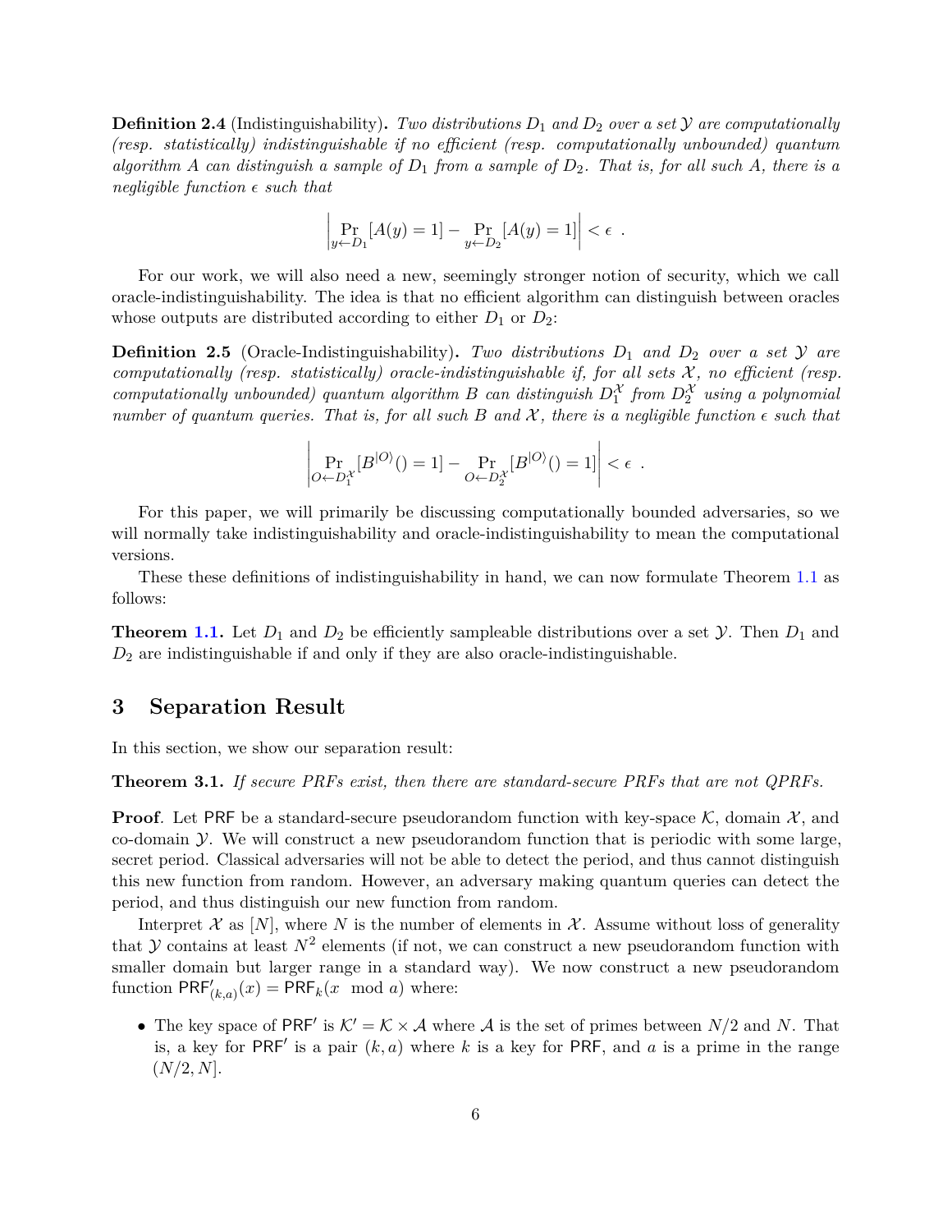**Definition 2.4** (Indistinguishability)**.** *Two distributions $D_1$ and $D_2$ over a set $\mathcal{Y}$ are computationally (resp. statistically) indistinguishable if no efficient (resp. computationally unbounded) quantum algorithm $A$ can distinguish a sample of $D_1$ from a sample of $D_2$. That is, for all such $A$, there is a negligible function $\epsilon$ such that*

$$\left| \Pr_{y \leftarrow D_1}[A(y) = 1] - \Pr_{y \leftarrow D_2}[A(y) = 1] \right| < \epsilon \enspace .$$

For our work, we will also need a new, seemingly stronger notion of security, which we call oracle-indistinguishability. The idea is that no efficient algorithm can distinguish between oracles whose outputs are distributed according to either $D_1$ or $D_2$:

**Definition 2.5** (Oracle-Indistinguishability)**.** *Two distributions $D_1$ and $D_2$ over a set $\mathcal{Y}$ are computationally (resp. statistically) oracle-indistinguishable if, for all sets $\mathcal{X}$, no efficient (resp. computationally unbounded) quantum algorithm $B$ can distinguish $D_1^{\mathcal{X}}$ from $D_2^{\mathcal{X}}$ using a polynomial number of quantum queries. That is, for all such $B$ and $\mathcal{X}$, there is a negligible function $\epsilon$ such that*

$$\left| \Pr_{O \leftarrow D_1^{\mathcal{X}}}[B^{|O\rangle}() = 1] - \Pr_{O \leftarrow D_2^{\mathcal{X}}}[B^{|O\rangle}() = 1] \right| < \epsilon \enspace .$$

For this paper, we will primarily be discussing computationally bounded adversaries, so we will normally take indistinguishability and oracle-indistinguishability to mean the computational versions.

These these definitions of indistinguishability in hand, we can now formulate Theorem 1.1 as follows:

**Theorem 1.1.** Let $D_1$ and $D_2$ be efficiently sampleable distributions over a set $\mathcal{Y}$. Then $D_1$ and $D_2$ are indistinguishable if and only if they are also oracle-indistinguishable.

## 3 Separation Result

In this section, we show our separation result:

**Theorem 3.1.** *If secure PRFs exist, then there are standard-secure PRFs that are not QPRFs.*

**Proof**. Let $\mathsf{PRF}$ be a standard-secure pseudorandom function with key-space $\mathcal{K}$, domain $\mathcal{X}$, and co-domain $\mathcal{Y}$. We will construct a new pseudorandom function that is periodic with some large, secret period. Classical adversaries will not be able to detect the period, and thus cannot distinguish this new function from random. However, an adversary making quantum queries can detect the period, and thus distinguish our new function from random.

Interpret $\mathcal{X}$ as $[N]$, where $N$ is the number of elements in $\mathcal{X}$. Assume without loss of generality that $\mathcal{Y}$ contains at least $N^2$ elements (if not, we can construct a new pseudorandom function with smaller domain but larger range in a standard way). We now construct a new pseudorandom function $\mathsf{PRF}'_{(k,a)}(x) = \mathsf{PRF}_k(x \mod a)$ where:

- The key space of $\mathsf{PRF}'$ is $\mathcal{K}' = \mathcal{K} \times \mathcal{A}$ where $\mathcal{A}$ is the set of primes between $N/2$ and $N$. That is, a key for $\mathsf{PRF}'$ is a pair $(k, a)$ where $k$ is a key for $\mathsf{PRF}$, and $a$ is a prime in the range $(N/2, N]$.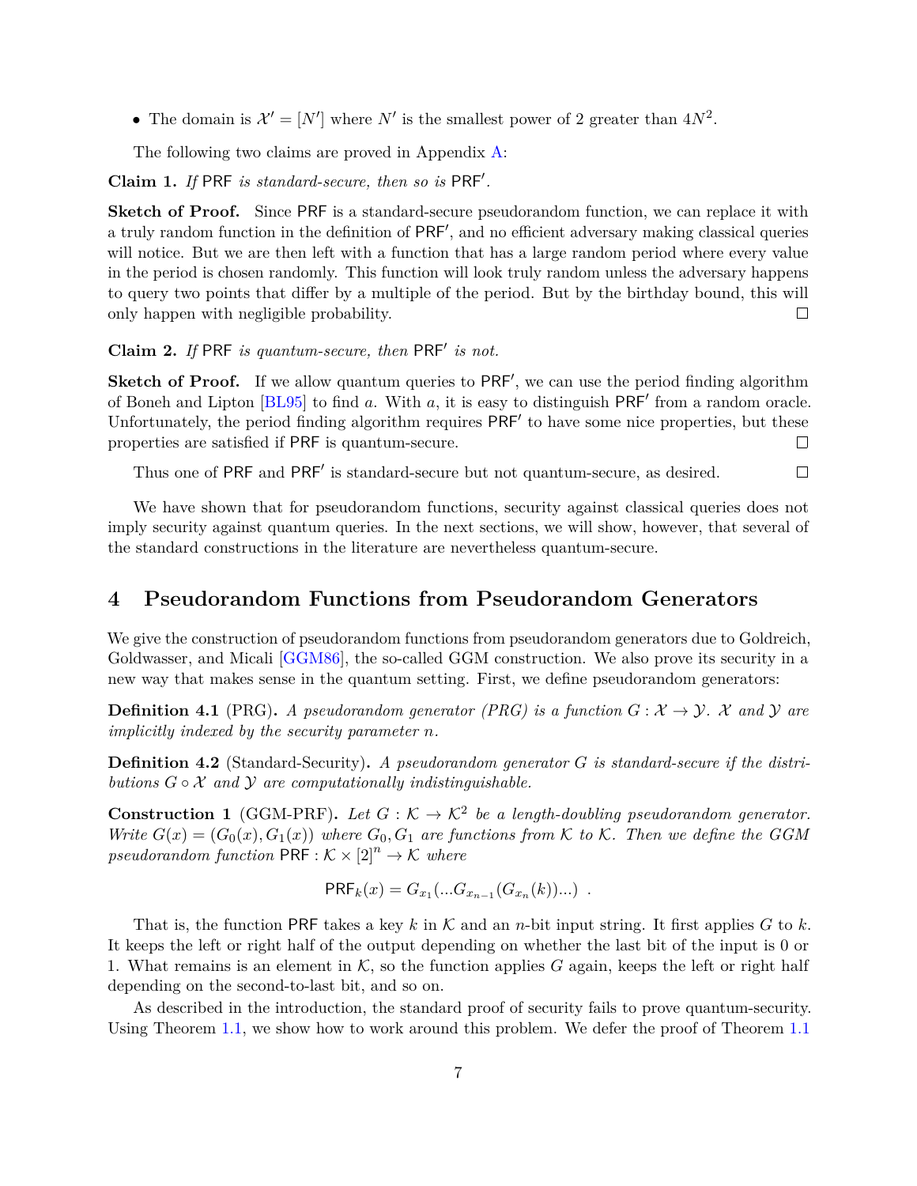- The domain is $\mathcal{X}' = [N']$ where $N'$ is the smallest power of 2 greater than $4N^2$.

The following two claims are proved in Appendix A:

**Claim 1.** *If* $\mathsf{PRF}$ *is standard-secure, then so is* $\mathsf{PRF}'$.

**Sketch of Proof.** Since $\mathsf{PRF}$ is a standard-secure pseudorandom function, we can replace it with a truly random function in the definition of $\mathsf{PRF}'$, and no efficient adversary making classical queries will notice. But we are then left with a function that has a large random period where every value in the period is chosen randomly. This function will look truly random unless the adversary happens to query two points that differ by a multiple of the period. But by the birthday bound, this will only happen with negligible probability. □

**Claim 2.** *If* $\mathsf{PRF}$ *is quantum-secure, then* $\mathsf{PRF}'$ *is not.*

**Sketch of Proof.** If we allow quantum queries to $\mathsf{PRF}'$, we can use the period finding algorithm of Boneh and Lipton [BL95] to find $a$. With $a$, it is easy to distinguish $\mathsf{PRF}'$ from a random oracle. Unfortunately, the period finding algorithm requires $\mathsf{PRF}'$ to have some nice properties, but these properties are satisfied if $\mathsf{PRF}$ is quantum-secure. □

Thus one of $\mathsf{PRF}$ and $\mathsf{PRF}'$ is standard-secure but not quantum-secure, as desired. □

We have shown that for pseudorandom functions, security against classical queries does not imply security against quantum queries. In the next sections, we will show, however, that several of the standard constructions in the literature are nevertheless quantum-secure.

## 4 Pseudorandom Functions from Pseudorandom Generators

We give the construction of pseudorandom functions from pseudorandom generators due to Goldreich, Goldwasser, and Micali [GGM86], the so-called GGM construction. We also prove its security in a new way that makes sense in the quantum setting. First, we define pseudorandom generators:

**Definition 4.1** (PRG)**.** *A pseudorandom generator (PRG) is a function* $G : \mathcal{X} \to \mathcal{Y}$. $\mathcal{X}$ *and* $\mathcal{Y}$ *are implicitly indexed by the security parameter* $n$.

**Definition 4.2** (Standard-Security)**.** *A pseudorandom generator* $G$ *is standard-secure if the distributions* $G \circ \mathcal{X}$ *and* $\mathcal{Y}$ *are computationally indistinguishable.*

**Construction 1** (GGM-PRF)**.** *Let* $G : \mathcal{K} \to \mathcal{K}^2$ *be a length-doubling pseudorandom generator. Write* $G(x) = (G_0(x), G_1(x))$ *where* $G_0, G_1$ *are functions from* $\mathcal{K}$ *to* $\mathcal{K}$. *Then we define the GGM pseudorandom function* $\mathsf{PRF} : \mathcal{K} \times [2]^n \to \mathcal{K}$ *where*

$$\mathsf{PRF}_k(x) = G_{x_1}(...G_{x_{n-1}}(G_{x_n}(k))...) \ .$$

That is, the function $\mathsf{PRF}$ takes a key $k$ in $\mathcal{K}$ and an $n$-bit input string. It first applies $G$ to $k$. It keeps the left or right half of the output depending on whether the last bit of the input is 0 or 1. What remains is an element in $\mathcal{K}$, so the function applies $G$ again, keeps the left or right half depending on the second-to-last bit, and so on.

As described in the introduction, the standard proof of security fails to prove quantum-security. Using Theorem 1.1, we show how to work around this problem. We defer the proof of Theorem 1.1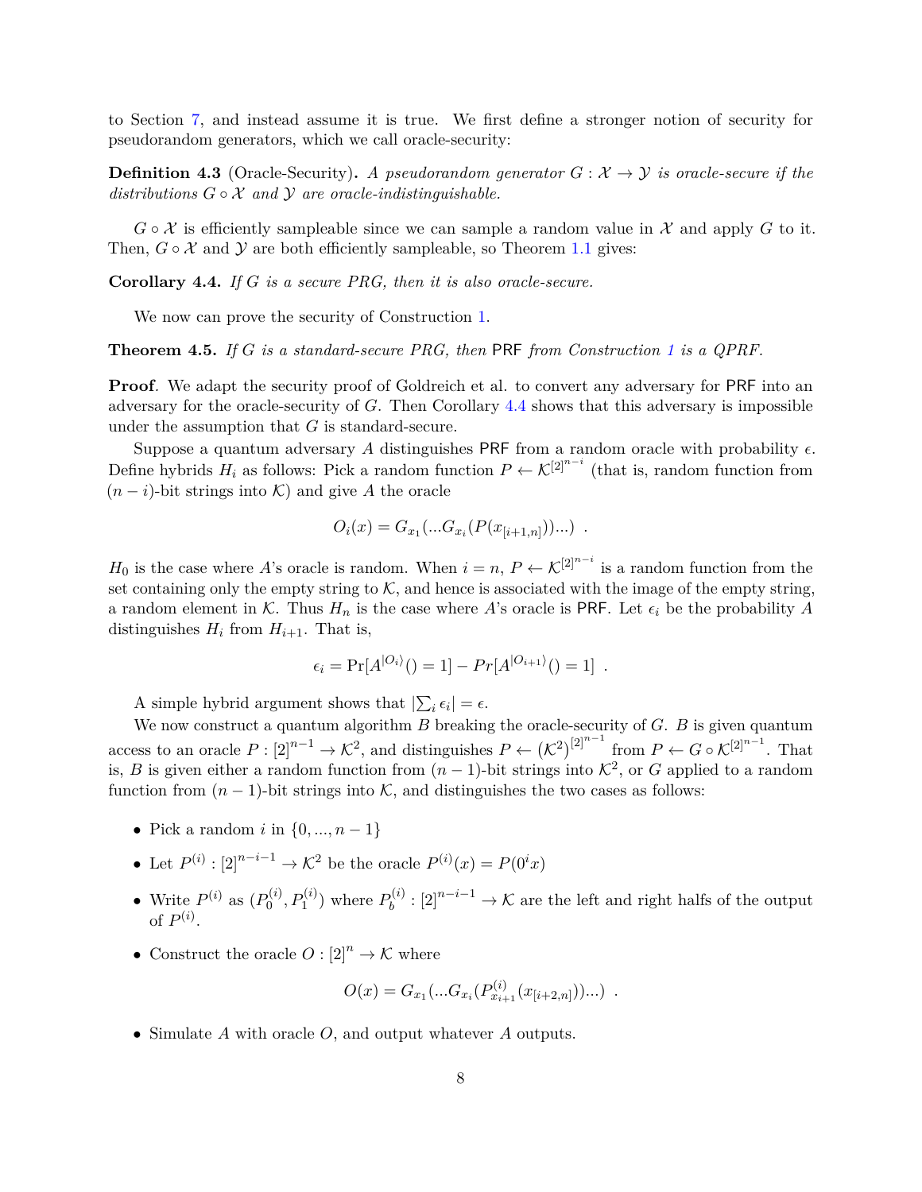to Section 7, and instead assume it is true. We first define a stronger notion of security for pseudorandom generators, which we call oracle-security:

**Definition 4.3** (Oracle-Security)**.** *A pseudorandom generator $G : \mathcal{X} \to \mathcal{Y}$ is oracle-secure if the distributions $G \circ \mathcal{X}$ and $\mathcal{Y}$ are oracle-indistinguishable.*

$G \circ \mathcal{X}$ is efficiently sampleable since we can sample a random value in $\mathcal{X}$ and apply $G$ to it. Then, $G \circ \mathcal{X}$ and $\mathcal{Y}$ are both efficiently sampleable, so Theorem 1.1 gives:

**Corollary 4.4.** *If $G$ is a secure PRG, then it is also oracle-secure.*

We now can prove the security of Construction 1.

**Theorem 4.5.** *If $G$ is a standard-secure PRG, then* PRF *from Construction 1 is a QPRF.*

**Proof**. We adapt the security proof of Goldreich et al. to convert any adversary for PRF into an adversary for the oracle-security of $G$. Then Corollary 4.4 shows that this adversary is impossible under the assumption that $G$ is standard-secure.

Suppose a quantum adversary $A$ distinguishes PRF from a random oracle with probability $\epsilon$. Define hybrids $H_i$ as follows: Pick a random function $P \leftarrow \mathcal{K}^{[2]^{n-i}}$ (that is, random function from $(n-i)$-bit strings into $\mathcal{K}$) and give $A$ the oracle

$$O_i(x) = G_{x_1}(...G_{x_i}(P(x_{[i+1,n]}))...) \ .$$

$H_0$ is the case where $A$'s oracle is random. When $i = n$, $P \leftarrow \mathcal{K}^{[2]^{n-i}}$ is a random function from the set containing only the empty string to $\mathcal{K}$, and hence is associated with the image of the empty string, a random element in $\mathcal{K}$. Thus $H_n$ is the case where $A$'s oracle is PRF. Let $\epsilon_i$ be the probability $A$ distinguishes $H_i$ from $H_{i+1}$. That is,

$$\epsilon_i = \Pr[A^{|O_i\rangle}() = 1] - Pr[A^{|O_{i+1}\rangle}() = 1] \ .$$

A simple hybrid argument shows that $|\sum_i \epsilon_i| = \epsilon$.

We now construct a quantum algorithm $B$ breaking the oracle-security of $G$. $B$ is given quantum access to an oracle $P : [2]^{n-1} \to \mathcal{K}^2$, and distinguishes $P \leftarrow (\mathcal{K}^2)^{[2]^{n-1}}$ from $P \leftarrow G \circ \mathcal{K}^{[2]^{n-1}}$. That is, $B$ is given either a random function from $(n-1)$-bit strings into $\mathcal{K}^2$, or $G$ applied to a random function from $(n-1)$-bit strings into $\mathcal{K}$, and distinguishes the two cases as follows:

- Pick a random $i$ in $\{0, ..., n-1\}$
- Let $P^{(i)} : [2]^{n-i-1} \to \mathcal{K}^2$ be the oracle $P^{(i)}(x) = P(0^i x)$
- Write $P^{(i)}$ as $(P_0^{(i)}, P_1^{(i)})$ where $P_b^{(i)} : [2]^{n-i-1} \to \mathcal{K}$ are the left and right halfs of the output of $P^{(i)}$.
- Construct the oracle $O : [2]^n \to \mathcal{K}$ where

$$O(x) = G_{x_1}(...G_{x_i}(P_{x_{i+1}}^{(i)}(x_{[i+2,n]}))...) \ .$$

- Simulate $A$ with oracle $O$, and output whatever $A$ outputs.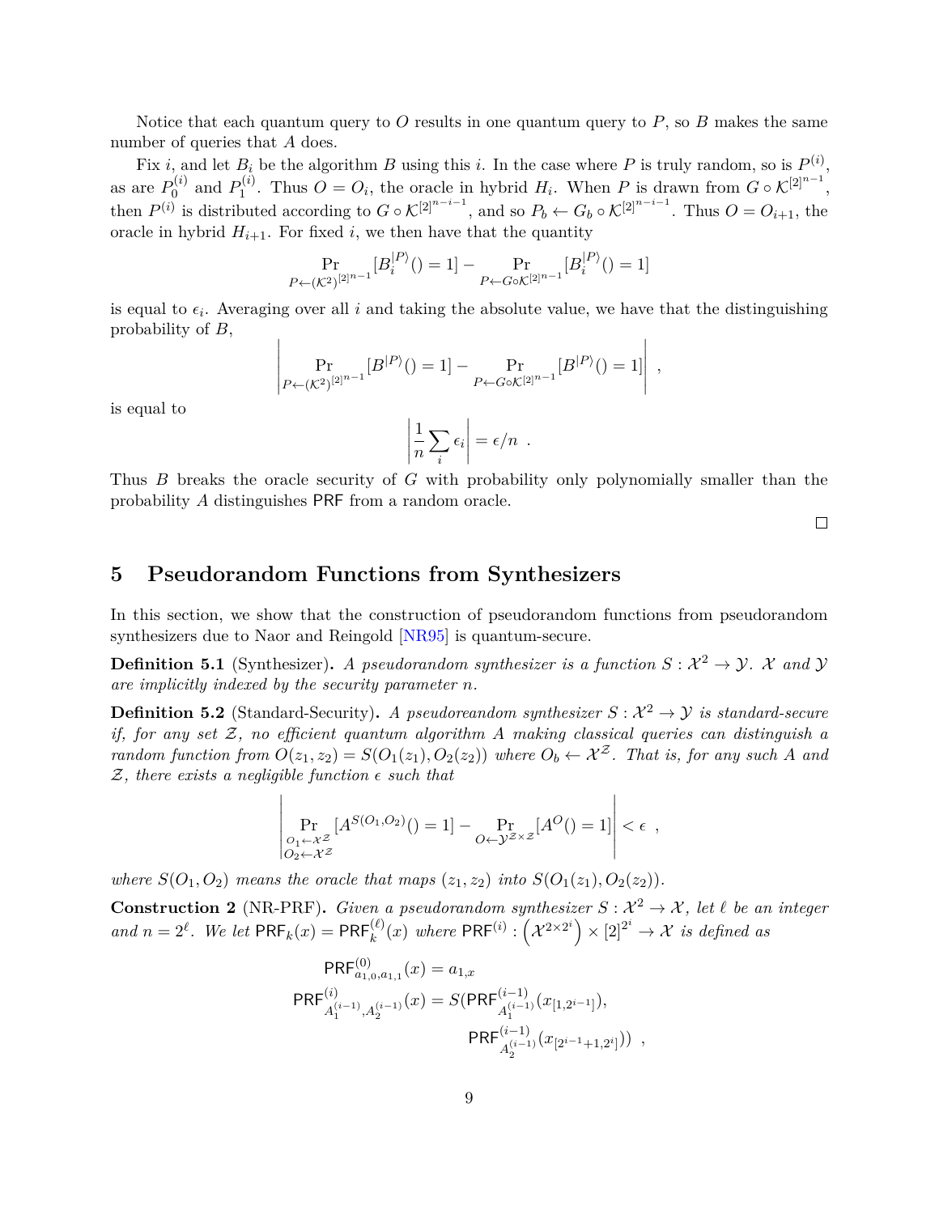Notice that each quantum query to $O$ results in one quantum query to $P$, so $B$ makes the same number of queries that $A$ does.

Fix $i$, and let $B_i$ be the algorithm $B$ using this $i$. In the case where $P$ is truly random, so is $P^{(i)}$, as are $P_0^{(i)}$ and $P_1^{(i)}$. Thus $O = O_i$, the oracle in hybrid $H_i$. When $P$ is drawn from $G \circ \mathcal{K}^{[2]^{n-1}}$, then $P^{(i)}$ is distributed according to $G \circ \mathcal{K}^{[2]^{n-i-1}}$, and so $P_b \leftarrow G_b \circ \mathcal{K}^{[2]^{n-i-1}}$. Thus $O = O_{i+1}$, the oracle in hybrid $H_{i+1}$. For fixed $i$, we then have that the quantity

$$\Pr_{P \leftarrow (\mathcal{K}^2)^{[2]^{n-1}}}[B_i^{|P\rangle}() = 1] - \Pr_{P \leftarrow G \circ \mathcal{K}^{[2]^{n-1}}}[B_i^{|P\rangle}() = 1]$$

is equal to $\epsilon_i$. Averaging over all $i$ and taking the absolute value, we have that the distinguishing probability of $B$,

$$\left| \Pr_{P \leftarrow (\mathcal{K}^2)^{[2]^{n-1}}}[B^{|P\rangle}() = 1] - \Pr_{P \leftarrow G \circ \mathcal{K}^{[2]^{n-1}}}[B^{|P\rangle}() = 1] \right| \ ,$$

is equal to

$$\left| \frac{1}{n} \sum_i \epsilon_i \right| = \epsilon / n \ .$$

Thus $B$ breaks the oracle security of $G$ with probability only polynomially smaller than the probability $A$ distinguishes $\mathsf{PRF}$ from a random oracle.

□

# 5 Pseudorandom Functions from Synthesizers

In this section, we show that the construction of pseudorandom functions from pseudorandom synthesizers due to Naor and Reingold [NR95] is quantum-secure.

**Definition 5.1** (Synthesizer)**.** *A pseudorandom synthesizer is a function $S : \mathcal{X}^2 \to \mathcal{Y}$. $\mathcal{X}$ and $\mathcal{Y}$ are implicitly indexed by the security parameter $n$.*

**Definition 5.2** (Standard-Security)**.** *A pseudoreandom synthesizer $S : \mathcal{X}^2 \to \mathcal{Y}$ is standard-secure if, for any set $\mathcal{Z}$, no efficient quantum algorithm $A$ making classical queries can distinguish a random function from $O(z_1, z_2) = S(O_1(z_1), O_2(z_2))$ where $O_b \leftarrow \mathcal{X}^{\mathcal{Z}}$. That is, for any such $A$ and $\mathcal{Z}$, there exists a negligible function $\epsilon$ such that*

$$\left| \Pr_{\substack{O_1 \leftarrow \mathcal{X}^{\mathcal{Z}} \\ O_2 \leftarrow \mathcal{X}^{\mathcal{Z}}}}[A^{S(O_1,O_2)}() = 1] - \Pr_{O \leftarrow \mathcal{Y}^{\mathcal{Z} \times \mathcal{Z}}}[A^{O}() = 1] \right| < \epsilon \ ,$$

*where $S(O_1, O_2)$ means the oracle that maps $(z_1, z_2)$ into $S(O_1(z_1), O_2(z_2))$.*

**Construction 2** (NR-PRF)**.** *Given a pseudorandom synthesizer $S : \mathcal{X}^2 \to \mathcal{X}$, let $\ell$ be an integer and $n = 2^\ell$. We let $\mathsf{PRF}_k(x) = \mathsf{PRF}_k^{(\ell)}(x)$ where $\mathsf{PRF}^{(i)} : \left(\mathcal{X}^{2 \times 2^i}\right) \times [2]^{2^i} \to \mathcal{X}$ is defined as*

$$\mathsf{PRF}^{(0)}_{a_{1,0},a_{1,1}}(x) = a_{1,x}$$

$$\mathsf{PRF}^{(i)}_{A_1^{(i-1)},A_2^{(i-1)}}(x) = S(\mathsf{PRF}^{(i-1)}_{A_1^{(i-1)}}(x_{[1,2^{i-1}]}),$$
$$\mathsf{PRF}^{(i-1)}_{A_2^{(i-1)}}(x_{[2^{i-1}+1,2^i]})) \ ,$$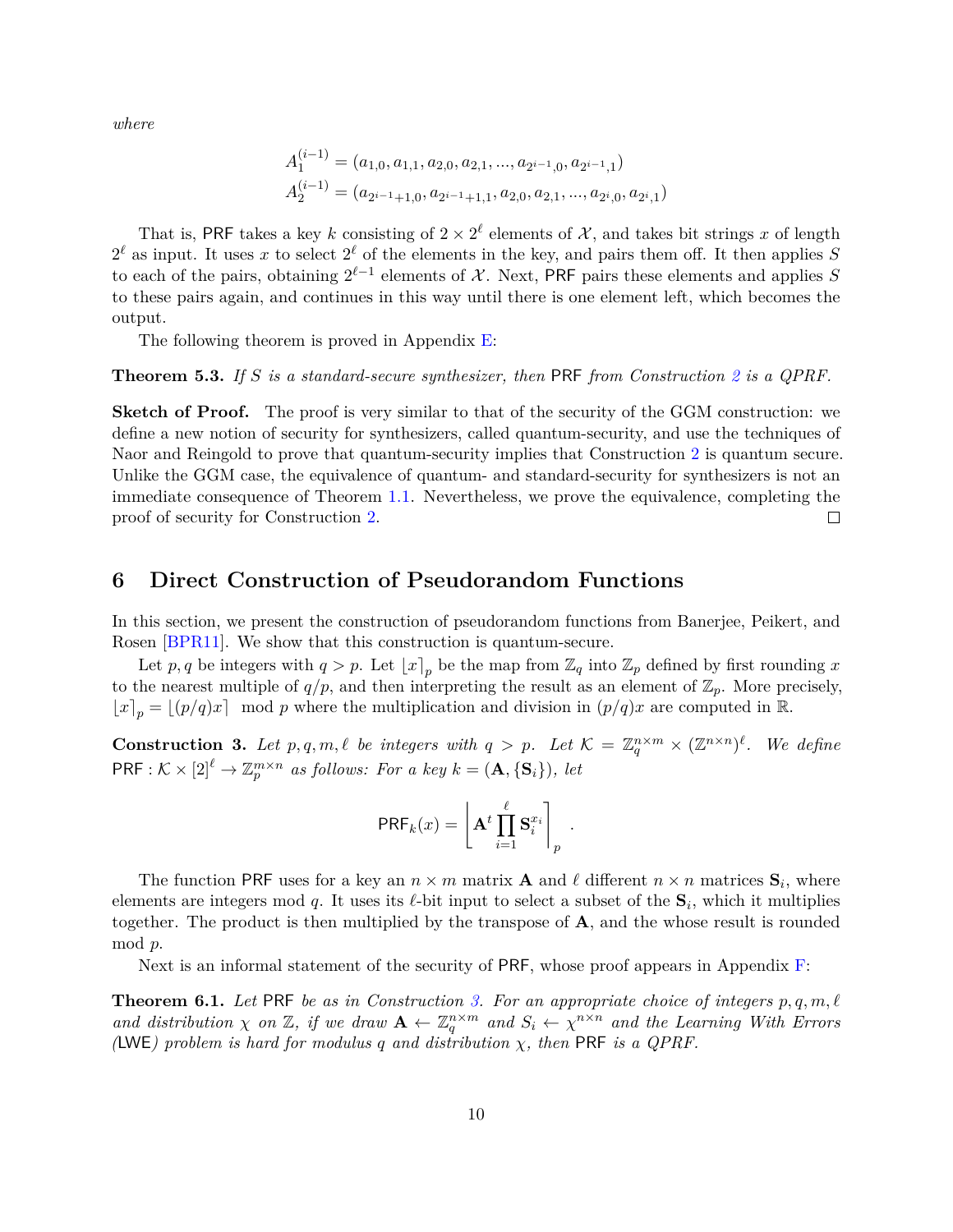*where*

$$A_1^{(i-1)} = (a_{1,0}, a_{1,1}, a_{2,0}, a_{2,1}, ..., a_{2^{i-1},0}, a_{2^{i-1},1})$$
$$A_2^{(i-1)} = (a_{2^{i-1}+1,0}, a_{2^{i-1}+1,1}, a_{2,0}, a_{2,1}, ..., a_{2^i,0}, a_{2^i,1})$$

That is, $\mathsf{PRF}$ takes a key $k$ consisting of $2 \times 2^\ell$ elements of $\mathcal{X}$, and takes bit strings $x$ of length $2^\ell$ as input. It uses $x$ to select $2^\ell$ of the elements in the key, and pairs them off. It then applies $S$ to each of the pairs, obtaining $2^{\ell-1}$ elements of $\mathcal{X}$. Next, $\mathsf{PRF}$ pairs these elements and applies $S$ to these pairs again, and continues in this way until there is one element left, which becomes the output.

The following theorem is proved in Appendix E:

**Theorem 5.3.** *If $S$ is a standard-secure synthesizer, then $\mathsf{PRF}$ from Construction 2 is a QPRF.*

**Sketch of Proof.** The proof is very similar to that of the security of the GGM construction: we define a new notion of security for synthesizers, called quantum-security, and use the techniques of Naor and Reingold to prove that quantum-security implies that Construction 2 is quantum secure. Unlike the GGM case, the equivalence of quantum- and standard-security for synthesizers is not an immediate consequence of Theorem 1.1. Nevertheless, we prove the equivalence, completing the proof of security for Construction 2. □

## 6 Direct Construction of Pseudorandom Functions

In this section, we present the construction of pseudorandom functions from Banerjee, Peikert, and Rosen [BPR11]. We show that this construction is quantum-secure.

Let $p, q$ be integers with $q > p$. Let $\lfloor x \rceil_p$ be the map from $\mathbb{Z}_q$ into $\mathbb{Z}_p$ defined by first rounding $x$ to the nearest multiple of $q/p$, and then interpreting the result as an element of $\mathbb{Z}_p$. More precisely, $\lfloor x \rceil_p = \lfloor (p/q)x \rceil \mod p$ where the multiplication and division in $(p/q)x$ are computed in $\mathbb{R}$.

**Construction 3.** *Let $p, q, m, \ell$ be integers with $q > p$. Let $\mathcal{K} = \mathbb{Z}_q^{n \times m} \times (\mathbb{Z}^{n \times n})^\ell$. We define $\mathsf{PRF} : \mathcal{K} \times [2]^\ell \to \mathbb{Z}_p^{m \times n}$ as follows: For a key $k = (\mathbf{A}, \{\mathbf{S}_i\})$, let*

$$\mathsf{PRF}_k(x) = \left\lfloor \mathbf{A}^t \prod_{i=1}^{\ell} \mathbf{S}_i^{x_i} \right\rceil_p .$$

The function $\mathsf{PRF}$ uses for a key an $n \times m$ matrix $\mathbf{A}$ and $\ell$ different $n \times n$ matrices $\mathbf{S}_i$, where elements are integers mod $q$. It uses its $\ell$-bit input to select a subset of the $\mathbf{S}_i$, which it multiplies together. The product is then multiplied by the transpose of $\mathbf{A}$, and the whose result is rounded mod $p$.

Next is an informal statement of the security of $\mathsf{PRF}$, whose proof appears in Appendix F:

**Theorem 6.1.** *Let $\mathsf{PRF}$ be as in Construction 3. For an appropriate choice of integers $p, q, m, \ell$ and distribution $\chi$ on $\mathbb{Z}$, if we draw $\mathbf{A} \leftarrow \mathbb{Z}_q^{n \times m}$ and $S_i \leftarrow \chi^{n \times n}$ and the Learning With Errors ($\mathsf{LWE}$) problem is hard for modulus $q$ and distribution $\chi$, then $\mathsf{PRF}$ is a QPRF.*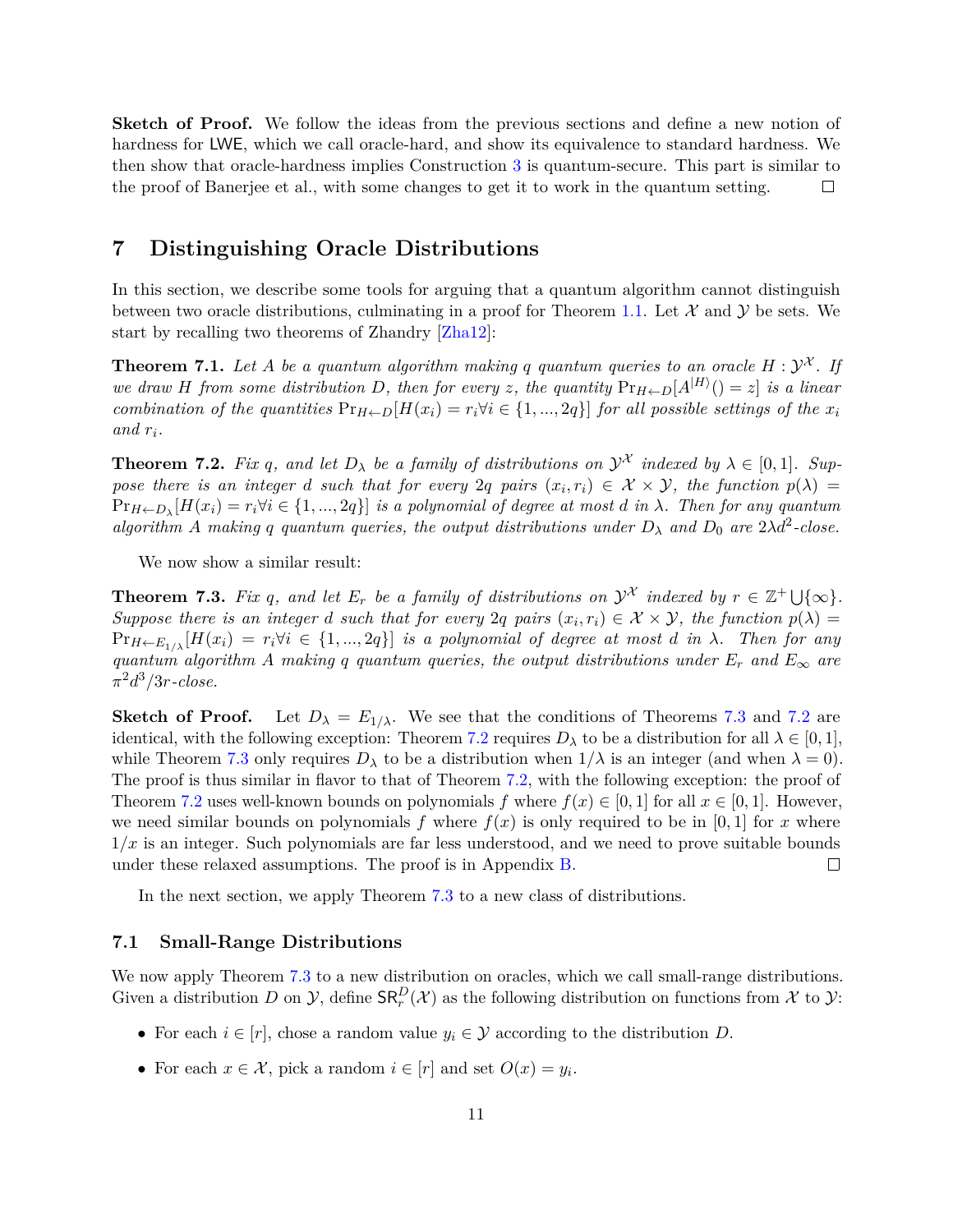**Sketch of Proof.** We follow the ideas from the previous sections and define a new notion of hardness for LWE, which we call oracle-hard, and show its equivalence to standard hardness. We then show that oracle-hardness implies Construction 3 is quantum-secure. This part is similar to the proof of Banerjee et al., with some changes to get it to work in the quantum setting. □

# 7 Distinguishing Oracle Distributions

In this section, we describe some tools for arguing that a quantum algorithm cannot distinguish between two oracle distributions, culminating in a proof for Theorem 1.1. Let $\mathcal{X}$ and $\mathcal{Y}$ be sets. We start by recalling two theorems of Zhandry [Zha12]:

**Theorem 7.1.** *Let $A$ be a quantum algorithm making $q$ quantum queries to an oracle $H : \mathcal{Y}^{\mathcal{X}}$. If we draw $H$ from some distribution $D$, then for every $z$, the quantity $\Pr_{H \leftarrow D}[A^{|H\rangle}() = z]$ is a linear combination of the quantities $\Pr_{H \leftarrow D}[H(x_i) = r_i \forall i \in \{1, ..., 2q\}]$ for all possible settings of the $x_i$ and $r_i$.*

**Theorem 7.2.** *Fix $q$, and let $D_\lambda$ be a family of distributions on $\mathcal{Y}^{\mathcal{X}}$ indexed by $\lambda \in [0, 1]$. Suppose there is an integer $d$ such that for every $2q$ pairs $(x_i, r_i) \in \mathcal{X} \times \mathcal{Y}$, the function $p(\lambda) = \Pr_{H \leftarrow D_\lambda}[H(x_i) = r_i \forall i \in \{1, ..., 2q\}]$ is a polynomial of degree at most $d$ in $\lambda$. Then for any quantum algorithm $A$ making $q$ quantum queries, the output distributions under $D_\lambda$ and $D_0$ are $2\lambda d^2$-close.*

We now show a similar result:

**Theorem 7.3.** *Fix $q$, and let $E_r$ be a family of distributions on $\mathcal{Y}^{\mathcal{X}}$ indexed by $r \in \mathbb{Z}^+ \bigcup \{\infty\}$. Suppose there is an integer $d$ such that for every $2q$ pairs $(x_i, r_i) \in \mathcal{X} \times \mathcal{Y}$, the function $p(\lambda) = \Pr_{H \leftarrow E_{1/\lambda}}[H(x_i) = r_i \forall i \in \{1, ..., 2q\}]$ is a polynomial of degree at most $d$ in $\lambda$. Then for any quantum algorithm $A$ making $q$ quantum queries, the output distributions under $E_r$ and $E_\infty$ are $\pi^2 d^3/3r$-close.*

**Sketch of Proof.** Let $D_\lambda = E_{1/\lambda}$. We see that the conditions of Theorems 7.3 and 7.2 are identical, with the following exception: Theorem 7.2 requires $D_\lambda$ to be a distribution for all $\lambda \in [0, 1]$, while Theorem 7.3 only requires $D_\lambda$ to be a distribution when $1/\lambda$ is an integer (and when $\lambda = 0$). The proof is thus similar in flavor to that of Theorem 7.2, with the following exception: the proof of Theorem 7.2 uses well-known bounds on polynomials $f$ where $f(x) \in [0, 1]$ for all $x \in [0, 1]$. However, we need similar bounds on polynomials $f$ where $f(x)$ is only required to be in $[0, 1]$ for $x$ where $1/x$ is an integer. Such polynomials are far less understood, and we need to prove suitable bounds under these relaxed assumptions. The proof is in Appendix B. □

In the next section, we apply Theorem 7.3 to a new class of distributions.

## 7.1 Small-Range Distributions

We now apply Theorem 7.3 to a new distribution on oracles, which we call small-range distributions. Given a distribution $D$ on $\mathcal{Y}$, define $\mathsf{SR}_r^D(\mathcal{X})$ as the following distribution on functions from $\mathcal{X}$ to $\mathcal{Y}$:

- For each $i \in [r]$, chose a random value $y_i \in \mathcal{Y}$ according to the distribution $D$.
- For each $x \in \mathcal{X}$, pick a random $i \in [r]$ and set $O(x) = y_i$.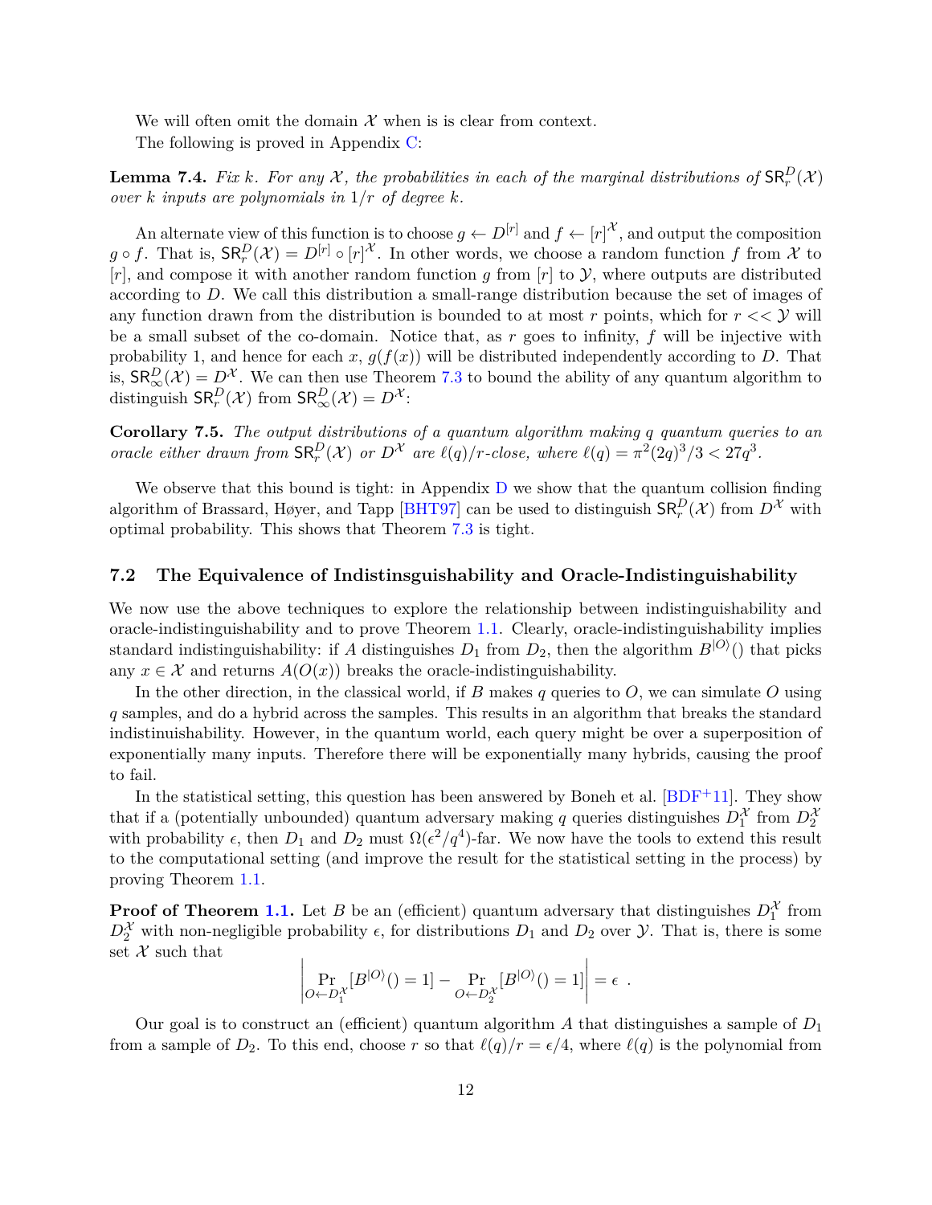We will often omit the domain $\mathcal{X}$ when is is clear from context.

The following is proved in Appendix C:

**Lemma 7.4.** *Fix $k$. For any $\mathcal{X}$, the probabilities in each of the marginal distributions of $\mathsf{SR}_r^D(\mathcal{X})$ over $k$ inputs are polynomials in $1/r$ of degree $k$.*

An alternate view of this function is to choose $g \leftarrow D^{[r]}$ and $f \leftarrow [r]^{\mathcal{X}}$, and output the composition $g \circ f$. That is, $\mathsf{SR}_r^D(\mathcal{X}) = D^{[r]} \circ [r]^{\mathcal{X}}$. In other words, we choose a random function $f$ from $\mathcal{X}$ to $[r]$, and compose it with another random function $g$ from $[r]$ to $\mathcal{Y}$, where outputs are distributed according to $D$. We call this distribution a small-range distribution because the set of images of any function drawn from the distribution is bounded to at most $r$ points, which for $r << \mathcal{Y}$ will be a small subset of the co-domain. Notice that, as $r$ goes to infinity, $f$ will be injective with probability 1, and hence for each $x$, $g(f(x))$ will be distributed independently according to $D$. That is, $\mathsf{SR}_\infty^D(\mathcal{X}) = D^{\mathcal{X}}$. We can then use Theorem 7.3 to bound the ability of any quantum algorithm to distinguish $\mathsf{SR}_r^D(\mathcal{X})$ from $\mathsf{SR}_\infty^D(\mathcal{X}) = D^{\mathcal{X}}$:

**Corollary 7.5.** *The output distributions of a quantum algorithm making $q$ quantum queries to an oracle either drawn from $\mathsf{SR}_r^D(\mathcal{X})$ or $D^{\mathcal{X}}$ are $\ell(q)/r$-close, where $\ell(q) = \pi^2(2q)^3/3 < 27q^3$.*

We observe that this bound is tight: in Appendix D we show that the quantum collision finding algorithm of Brassard, Høyer, and Tapp [BHT97] can be used to distinguish $\mathsf{SR}_r^D(\mathcal{X})$ from $D^{\mathcal{X}}$ with optimal probability. This shows that Theorem 7.3 is tight.

## 7.2 The Equivalence of Indistinsguishability and Oracle-Indistinguishability

We now use the above techniques to explore the relationship between indistinguishability and oracle-indistinguishability and to prove Theorem 1.1. Clearly, oracle-indistinguishability implies standard indistinguishability: if $A$ distinguishes $D_1$ from $D_2$, then the algorithm $B^{|O\rangle}()$ that picks any $x \in \mathcal{X}$ and returns $A(O(x))$ breaks the oracle-indistinguishability.

In the other direction, in the classical world, if $B$ makes $q$ queries to $O$, we can simulate $O$ using $q$ samples, and do a hybrid across the samples. This results in an algorithm that breaks the standard indistinuishability. However, in the quantum world, each query might be over a superposition of exponentially many inputs. Therefore there will be exponentially many hybrids, causing the proof to fail.

In the statistical setting, this question has been answered by Boneh et al. [BDF+11]. They show that if a (potentially unbounded) quantum adversary making $q$ queries distinguishes $D_1^{\mathcal{X}}$ from $D_2^{\mathcal{X}}$ with probability $\epsilon$, then $D_1$ and $D_2$ must $\Omega(\epsilon^2/q^4)$-far. We now have the tools to extend this result to the computational setting (and improve the result for the statistical setting in the process) by proving Theorem 1.1.

**Proof of Theorem 1.1.** Let $B$ be an (efficient) quantum adversary that distinguishes $D_1^{\mathcal{X}}$ from $D_2^{\mathcal{X}}$ with non-negligible probability $\epsilon$, for distributions $D_1$ and $D_2$ over $\mathcal{Y}$. That is, there is some set $\mathcal{X}$ such that

$$\left| \Pr_{O \leftarrow D_1^{\mathcal{X}}}[B^{|O\rangle}() = 1] - \Pr_{O \leftarrow D_2^{\mathcal{X}}}[B^{|O\rangle}() = 1] \right| = \epsilon \ .$$

Our goal is to construct an (efficient) quantum algorithm $A$ that distinguishes a sample of $D_1$ from a sample of $D_2$. To this end, choose $r$ so that $\ell(q)/r = \epsilon/4$, where $\ell(q)$ is the polynomial from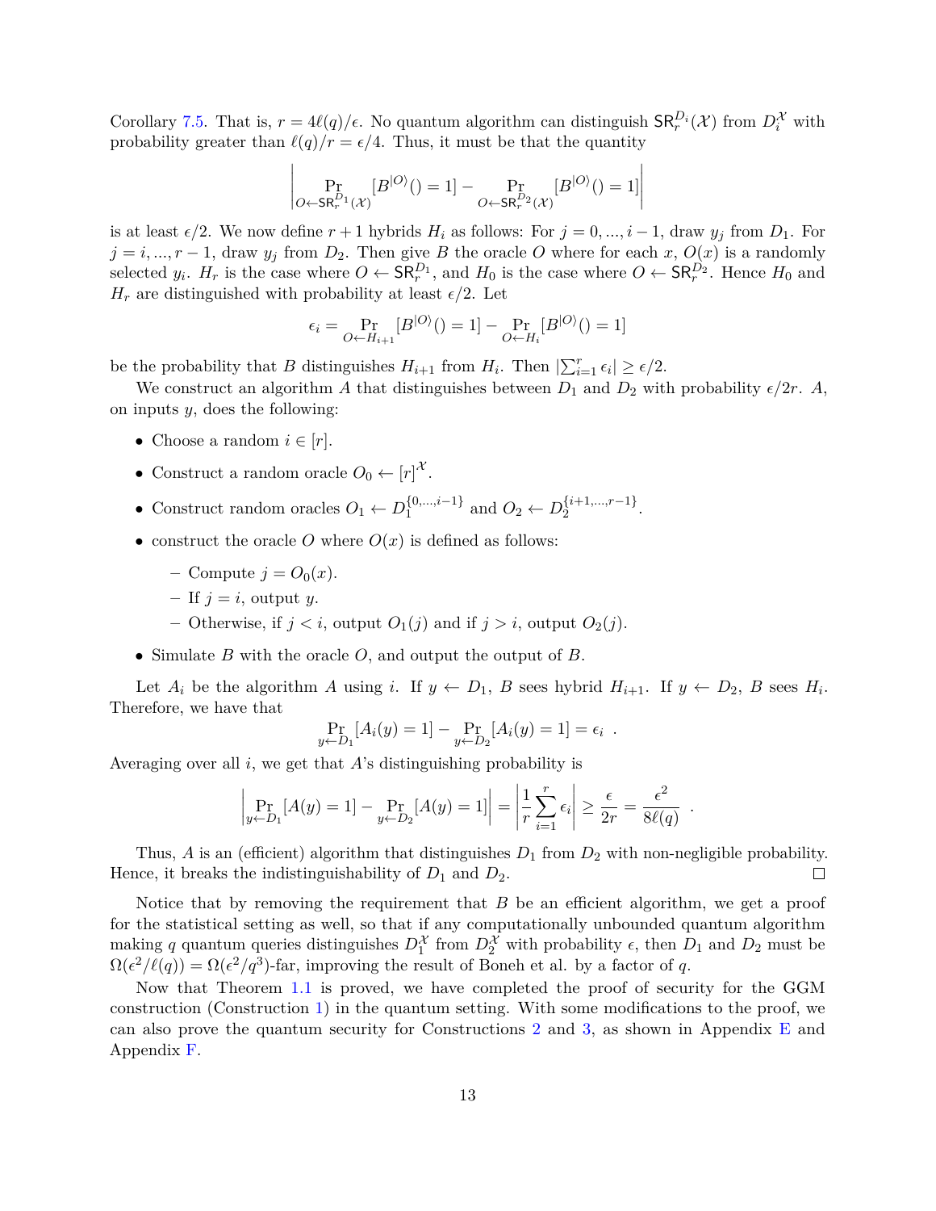Corollary 7.5. That is, $r = 4\ell(q)/\epsilon$. No quantum algorithm can distinguish $\mathsf{SR}_r^{D_i}(\mathcal{X})$ from $D_i^{\mathcal{X}}$ with probability greater than $\ell(q)/r = \epsilon/4$. Thus, it must be that the quantity

$$\left| \Pr_{O \leftarrow \mathsf{SR}_r^{D_1}(\mathcal{X})}[B^{|O\rangle}() = 1] - \Pr_{O \leftarrow \mathsf{SR}_r^{D_2}(\mathcal{X})}[B^{|O\rangle}() = 1] \right|$$

is at least $\epsilon/2$. We now define $r+1$ hybrids $H_i$ as follows: For $j = 0, ..., i-1$, draw $y_j$ from $D_1$. For $j = i, ..., r-1$, draw $y_j$ from $D_2$. Then give $B$ the oracle $O$ where for each $x$, $O(x)$ is a randomly selected $y_i$. $H_r$ is the case where $O \leftarrow \mathsf{SR}_r^{D_1}$, and $H_0$ is the case where $O \leftarrow \mathsf{SR}_r^{D_2}$. Hence $H_0$ and $H_r$ are distinguished with probability at least $\epsilon/2$. Let

$$\epsilon_i = \Pr_{O \leftarrow H_{i+1}}[B^{|O\rangle}() = 1] - \Pr_{O \leftarrow H_i}[B^{|O\rangle}() = 1]$$

be the probability that $B$ distinguishes $H_{i+1}$ from $H_i$. Then $|\sum_{i=1}^{r} \epsilon_i| \geq \epsilon/2$.

We construct an algorithm $A$ that distinguishes between $D_1$ and $D_2$ with probability $\epsilon/2r$. $A$, on inputs $y$, does the following:

- Choose a random $i \in [r]$.
- Construct a random oracle $O_0 \leftarrow [r]^{\mathcal{X}}$.
- Construct random oracles $O_1 \leftarrow D_1^{\{0,\ldots,i-1\}}$ and $O_2 \leftarrow D_2^{\{i+1,\ldots,r-1\}}$.
- construct the oracle $O$ where $O(x)$ is defined as follows:
  - Compute $j = O_0(x)$.
  - If $j = i$, output $y$.
  - Otherwise, if $j < i$, output $O_1(j)$ and if $j > i$, output $O_2(j)$.
- Simulate $B$ with the oracle $O$, and output the output of $B$.

Let $A_i$ be the algorithm $A$ using $i$. If $y \leftarrow D_1$, $B$ sees hybrid $H_{i+1}$. If $y \leftarrow D_2$, $B$ sees $H_i$. Therefore, we have that

$$\Pr_{y \leftarrow D_1}[A_i(y) = 1] - \Pr_{y \leftarrow D_2}[A_i(y) = 1] = \epsilon_i \ .$$

Averaging over all $i$, we get that $A$'s distinguishing probability is

$$\left| \Pr_{y \leftarrow D_1}[A(y) = 1] - \Pr_{y \leftarrow D_2}[A(y) = 1] \right| = \left| \frac{1}{r} \sum_{i=1}^{r} \epsilon_i \right| \geq \frac{\epsilon}{2r} = \frac{\epsilon^2}{8\ell(q)} \ .$$

Thus, $A$ is an (efficient) algorithm that distinguishes $D_1$ from $D_2$ with non-negligible probability. Hence, it breaks the indistinguishability of $D_1$ and $D_2$. $\square$

Notice that by removing the requirement that $B$ be an efficient algorithm, we get a proof for the statistical setting as well, so that if any computationally unbounded quantum algorithm making $q$ quantum queries distinguishes $D_1^{\mathcal{X}}$ from $D_2^{\mathcal{X}}$ with probability $\epsilon$, then $D_1$ and $D_2$ must be $\Omega(\epsilon^2/\ell(q)) = \Omega(\epsilon^2/q^3)$-far, improving the result of Boneh et al. by a factor of $q$.

Now that Theorem 1.1 is proved, we have completed the proof of security for the GGM construction (Construction 1) in the quantum setting. With some modifications to the proof, we can also prove the quantum security for Constructions 2 and 3, as shown in Appendix E and Appendix F.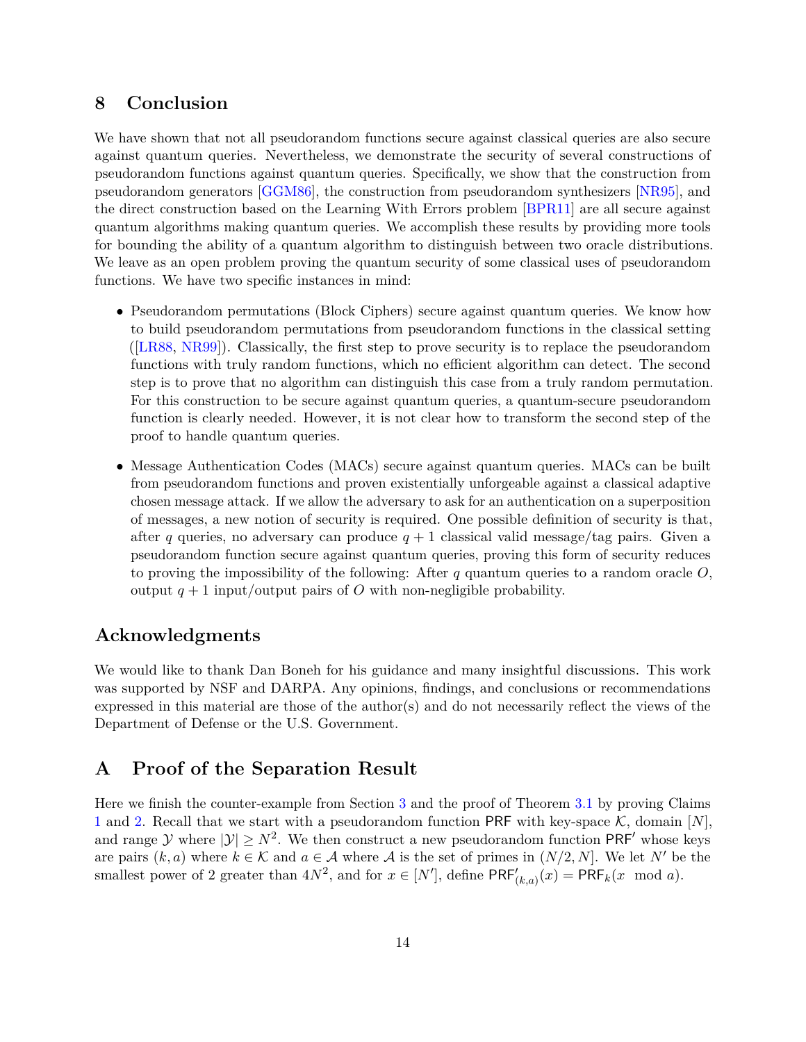## 8 Conclusion

We have shown that not all pseudorandom functions secure against classical queries are also secure against quantum queries. Nevertheless, we demonstrate the security of several constructions of pseudorandom functions against quantum queries. Specifically, we show that the construction from pseudorandom generators [GGM86], the construction from pseudorandom synthesizers [NR95], and the direct construction based on the Learning With Errors problem [BPR11] are all secure against quantum algorithms making quantum queries. We accomplish these results by providing more tools for bounding the ability of a quantum algorithm to distinguish between two oracle distributions. We leave as an open problem proving the quantum security of some classical uses of pseudorandom functions. We have two specific instances in mind:

- Pseudorandom permutations (Block Ciphers) secure against quantum queries. We know how to build pseudorandom permutations from pseudorandom functions in the classical setting ([LR88, NR99]). Classically, the first step to prove security is to replace the pseudorandom functions with truly random functions, which no efficient algorithm can detect. The second step is to prove that no algorithm can distinguish this case from a truly random permutation. For this construction to be secure against quantum queries, a quantum-secure pseudorandom function is clearly needed. However, it is not clear how to transform the second step of the proof to handle quantum queries.
- Message Authentication Codes (MACs) secure against quantum queries. MACs can be built from pseudorandom functions and proven existentially unforgeable against a classical adaptive chosen message attack. If we allow the adversary to ask for an authentication on a superposition of messages, a new notion of security is required. One possible definition of security is that, after $q$ queries, no adversary can produce $q+1$ classical valid message/tag pairs. Given a pseudorandom function secure against quantum queries, proving this form of security reduces to proving the impossibility of the following: After $q$ quantum queries to a random oracle $O$, output $q+1$ input/output pairs of $O$ with non-negligible probability.

## Acknowledgments

We would like to thank Dan Boneh for his guidance and many insightful discussions. This work was supported by NSF and DARPA. Any opinions, findings, and conclusions or recommendations expressed in this material are those of the author(s) and do not necessarily reflect the views of the Department of Defense or the U.S. Government.

## A Proof of the Separation Result

Here we finish the counter-example from Section 3 and the proof of Theorem 3.1 by proving Claims 1 and 2. Recall that we start with a pseudorandom function $\mathsf{PRF}$ with key-space $\mathcal{K}$, domain $[N]$, and range $\mathcal{Y}$ where $|\mathcal{Y}| \geq N^2$. We then construct a new pseudorandom function $\mathsf{PRF}'$ whose keys are pairs $(k,a)$ where $k \in \mathcal{K}$ and $a \in \mathcal{A}$ where $\mathcal{A}$ is the set of primes in $(N/2, N]$. We let $N'$ be the smallest power of 2 greater than $4N^2$, and for $x \in [N']$, define $\mathsf{PRF}'_{(k,a)}(x) = \mathsf{PRF}_k(x \mod a)$.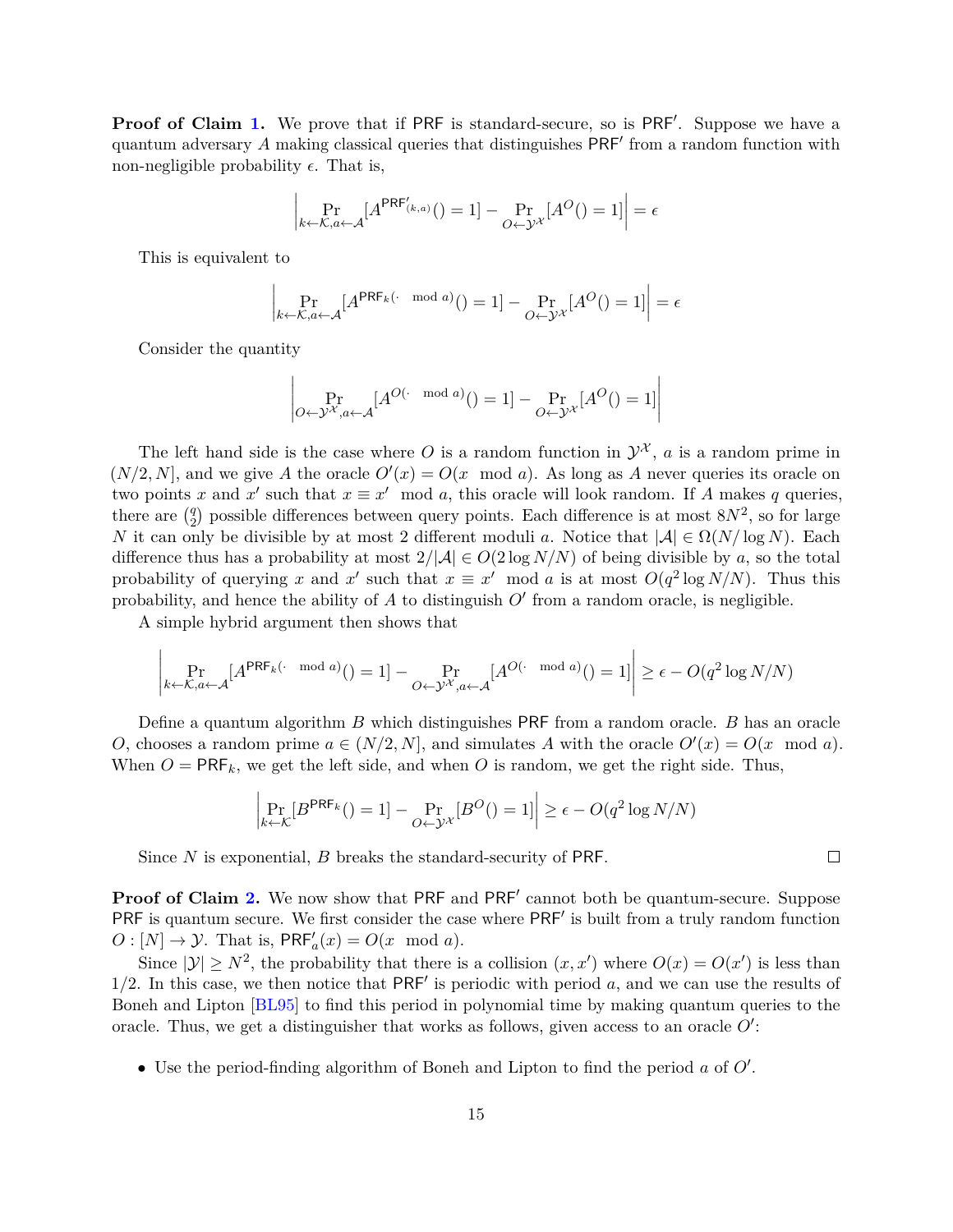**Proof of Claim 1.** We prove that if $\mathsf{PRF}$ is standard-secure, so is $\mathsf{PRF}'$. Suppose we have a quantum adversary $A$ making classical queries that distinguishes $\mathsf{PRF}'$ from a random function with non-negligible probability $\epsilon$. That is,

$$\left| \Pr_{k \leftarrow \mathcal{K}, a \leftarrow \mathcal{A}} [A^{\mathsf{PRF}'_{(k,a)}}() = 1] - \Pr_{O \leftarrow \mathcal{Y}^{\mathcal{X}}} [A^{O}() = 1] \right| = \epsilon$$

This is equivalent to

$$\left| \Pr_{k \leftarrow \mathcal{K}, a \leftarrow \mathcal{A}} [A^{\mathsf{PRF}_k(\cdot \mod a)}() = 1] - \Pr_{O \leftarrow \mathcal{Y}^{\mathcal{X}}} [A^{O}() = 1] \right| = \epsilon$$

Consider the quantity

$$\left| \Pr_{O \leftarrow \mathcal{Y}^{\mathcal{X}}, a \leftarrow \mathcal{A}} [A^{O(\cdot \mod a)}() = 1] - \Pr_{O \leftarrow \mathcal{Y}^{\mathcal{X}}} [A^{O}() = 1] \right|$$

The left hand side is the case where $O$ is a random function in $\mathcal{Y}^{\mathcal{X}}$, $a$ is a random prime in $(N/2, N]$, and we give $A$ the oracle $O'(x) = O(x \mod a)$. As long as $A$ never queries its oracle on two points $x$ and $x'$ such that $x \equiv x' \mod a$, this oracle will look random. If $A$ makes $q$ queries, there are $\binom{q}{2}$ possible differences between query points. Each difference is at most $8N^2$, so for large $N$ it can only be divisible by at most 2 different moduli $a$. Notice that $|\mathcal{A}| \in \Omega(N/\log N)$. Each difference thus has a probability at most $2/|\mathcal{A}| \in O(2 \log N/N)$ of being divisible by $a$, so the total probability of querying $x$ and $x'$ such that $x \equiv x' \mod a$ is at most $O(q^2 \log N/N)$. Thus this probability, and hence the ability of $A$ to distinguish $O'$ from a random oracle, is negligible.

A simple hybrid argument then shows that

$$\left| \Pr_{k \leftarrow \mathcal{K}, a \leftarrow \mathcal{A}} [A^{\mathsf{PRF}_k(\cdot \mod a)}() = 1] - \Pr_{O \leftarrow \mathcal{Y}^{\mathcal{X}}, a \leftarrow \mathcal{A}} [A^{O(\cdot \mod a)}() = 1] \right| \geq \epsilon - O(q^2 \log N/N)$$

Define a quantum algorithm $B$ which distinguishes $\mathsf{PRF}$ from a random oracle. $B$ has an oracle $O$, chooses a random prime $a \in (N/2, N]$, and simulates $A$ with the oracle $O'(x) = O(x \mod a)$. When $O = \mathsf{PRF}_k$, we get the left side, and when $O$ is random, we get the right side. Thus,

$$\left| \Pr_{k \leftarrow \mathcal{K}} [B^{\mathsf{PRF}_k}() = 1] - \Pr_{O \leftarrow \mathcal{Y}^{\mathcal{X}}} [B^{O}() = 1] \right| \geq \epsilon - O(q^2 \log N/N)$$

Since $N$ is exponential, $B$ breaks the standard-security of $\mathsf{PRF}$. ◻

**Proof of Claim 2.** We now show that $\mathsf{PRF}$ and $\mathsf{PRF}'$ cannot both be quantum-secure. Suppose $\mathsf{PRF}$ is quantum secure. We first consider the case where $\mathsf{PRF}'$ is built from a truly random function $O : [N] \to \mathcal{Y}$. That is, $\mathsf{PRF}'_a(x) = O(x \mod a)$.

Since $|\mathcal{Y}| \geq N^2$, the probability that there is a collision $(x, x')$ where $O(x) = O(x')$ is less than $1/2$. In this case, we then notice that $\mathsf{PRF}'$ is periodic with period $a$, and we can use the results of Boneh and Lipton [BL95] to find this period in polynomial time by making quantum queries to the oracle. Thus, we get a distinguisher that works as follows, given access to an oracle $O'$:

- Use the period-finding algorithm of Boneh and Lipton to find the period $a$ of $O'$.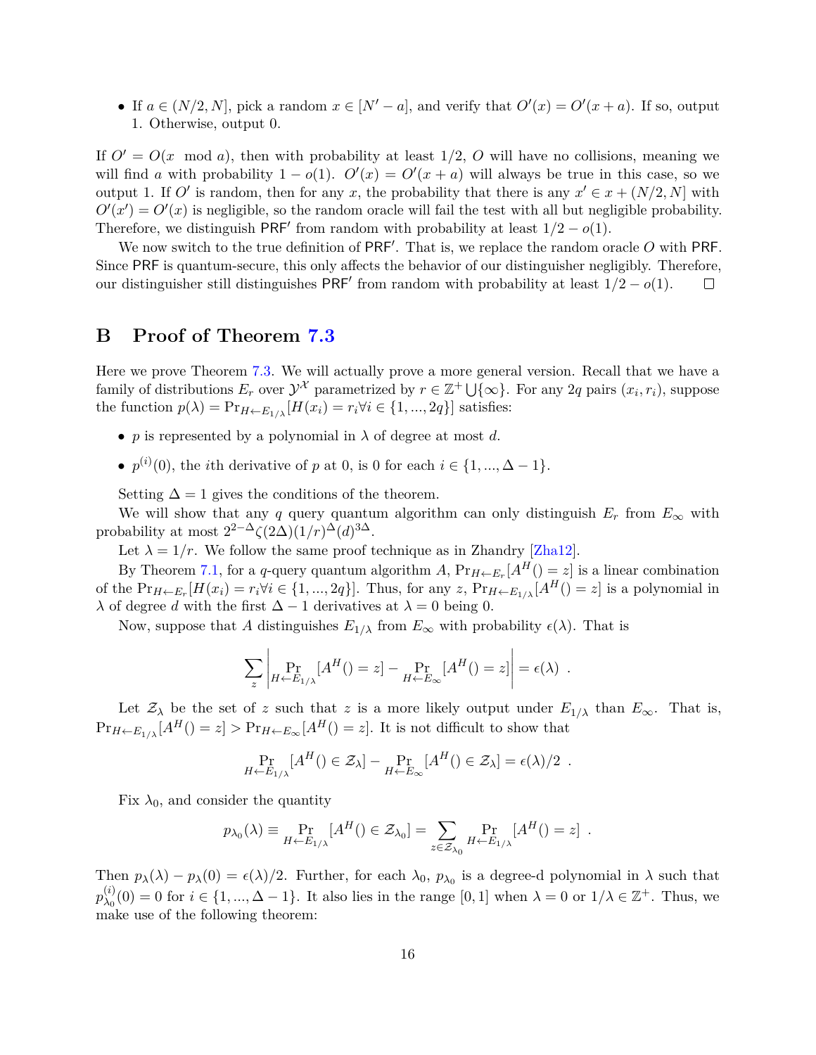- If $a \in (N/2, N]$, pick a random $x \in [N' - a]$, and verify that $O'(x) = O'(x + a)$. If so, output 1. Otherwise, output 0.

If $O' = O(x \mod a)$, then with probability at least 1/2, $O$ will have no collisions, meaning we will find $a$ with probability $1 - o(1)$. $O'(x) = O'(x + a)$ will always be true in this case, so we output 1. If $O'$ is random, then for any $x$, the probability that there is any $x' \in x + (N/2, N]$ with $O'(x') = O'(x)$ is negligible, so the random oracle will fail the test with all but negligible probability. Therefore, we distinguish $\mathsf{PRF}'$ from random with probability at least $1/2 - o(1)$.

We now switch to the true definition of $\mathsf{PRF}'$. That is, we replace the random oracle $O$ with $\mathsf{PRF}$. Since $\mathsf{PRF}$ is quantum-secure, this only affects the behavior of our distinguisher negligibly. Therefore, our distinguisher still distinguishes $\mathsf{PRF}'$ from random with probability at least $1/2 - o(1)$. □

# B Proof of Theorem 7.3

Here we prove Theorem 7.3. We will actually prove a more general version. Recall that we have a family of distributions $E_r$ over $\mathcal{Y}^{\mathcal{X}}$ parametrized by $r \in \mathbb{Z}^+ \bigcup \{\infty\}$. For any $2q$ pairs $(x_i, r_i)$, suppose the function $p(\lambda) = \Pr_{H \leftarrow E_{1/\lambda}}[H(x_i) = r_i \forall i \in \{1, ..., 2q\}]$ satisfies:

- $p$ is represented by a polynomial in $\lambda$ of degree at most $d$.
- $p^{(i)}(0)$, the $i$th derivative of $p$ at 0, is 0 for each $i \in \{1, ..., \Delta - 1\}$.

Setting $\Delta = 1$ gives the conditions of the theorem.

We will show that any $q$ query quantum algorithm can only distinguish $E_r$ from $E_\infty$ with probability at most $2^{2-\Delta}\zeta(2\Delta)(1/r)^{\Delta}(d)^{3\Delta}$.

Let $\lambda = 1/r$. We follow the same proof technique as in Zhandry [Zha12].

By Theorem 7.1, for a $q$-query quantum algorithm $A$, $\Pr_{H \leftarrow E_r}[A^H() = z]$ is a linear combination of the $\Pr_{H \leftarrow E_r}[H(x_i) = r_i \forall i \in \{1, ..., 2q\}]$. Thus, for any $z$, $\Pr_{H \leftarrow E_{1/\lambda}}[A^H() = z]$ is a polynomial in $\lambda$ of degree $d$ with the first $\Delta - 1$ derivatives at $\lambda = 0$ being 0.

Now, suppose that $A$ distinguishes $E_{1/\lambda}$ from $E_\infty$ with probability $\epsilon(\lambda)$. That is

$$\sum_z \left| \Pr_{H \leftarrow E_{1/\lambda}}[A^H() = z] - \Pr_{H \leftarrow E_\infty}[A^H() = z] \right| = \epsilon(\lambda) \ .$$

Let $\mathcal{Z}_\lambda$ be the set of $z$ such that $z$ is a more likely output under $E_{1/\lambda}$ than $E_\infty$. That is, $\Pr_{H \leftarrow E_{1/\lambda}}[A^H() = z] > \Pr_{H \leftarrow E_\infty}[A^H() = z]$. It is not difficult to show that

$$\Pr_{H \leftarrow E_{1/\lambda}}[A^H() \in \mathcal{Z}_\lambda] - \Pr_{H \leftarrow E_\infty}[A^H() \in \mathcal{Z}_\lambda] = \epsilon(\lambda)/2 \ .$$

Fix $\lambda_0$, and consider the quantity

$$p_{\lambda_0}(\lambda) \equiv \Pr_{H \leftarrow E_{1/\lambda}}[A^H() \in \mathcal{Z}_{\lambda_0}] = \sum_{z \in \mathcal{Z}_{\lambda_0}} \Pr_{H \leftarrow E_{1/\lambda}}[A^H() = z] \ .$$

Then $p_\lambda(\lambda) - p_\lambda(0) = \epsilon(\lambda)/2$. Further, for each $\lambda_0$, $p_{\lambda_0}$ is a degree-d polynomial in $\lambda$ such that $p_{\lambda_0}^{(i)}(0) = 0$ for $i \in \{1, ..., \Delta - 1\}$. It also lies in the range $[0, 1]$ when $\lambda = 0$ or $1/\lambda \in \mathbb{Z}^+$. Thus, we make use of the following theorem: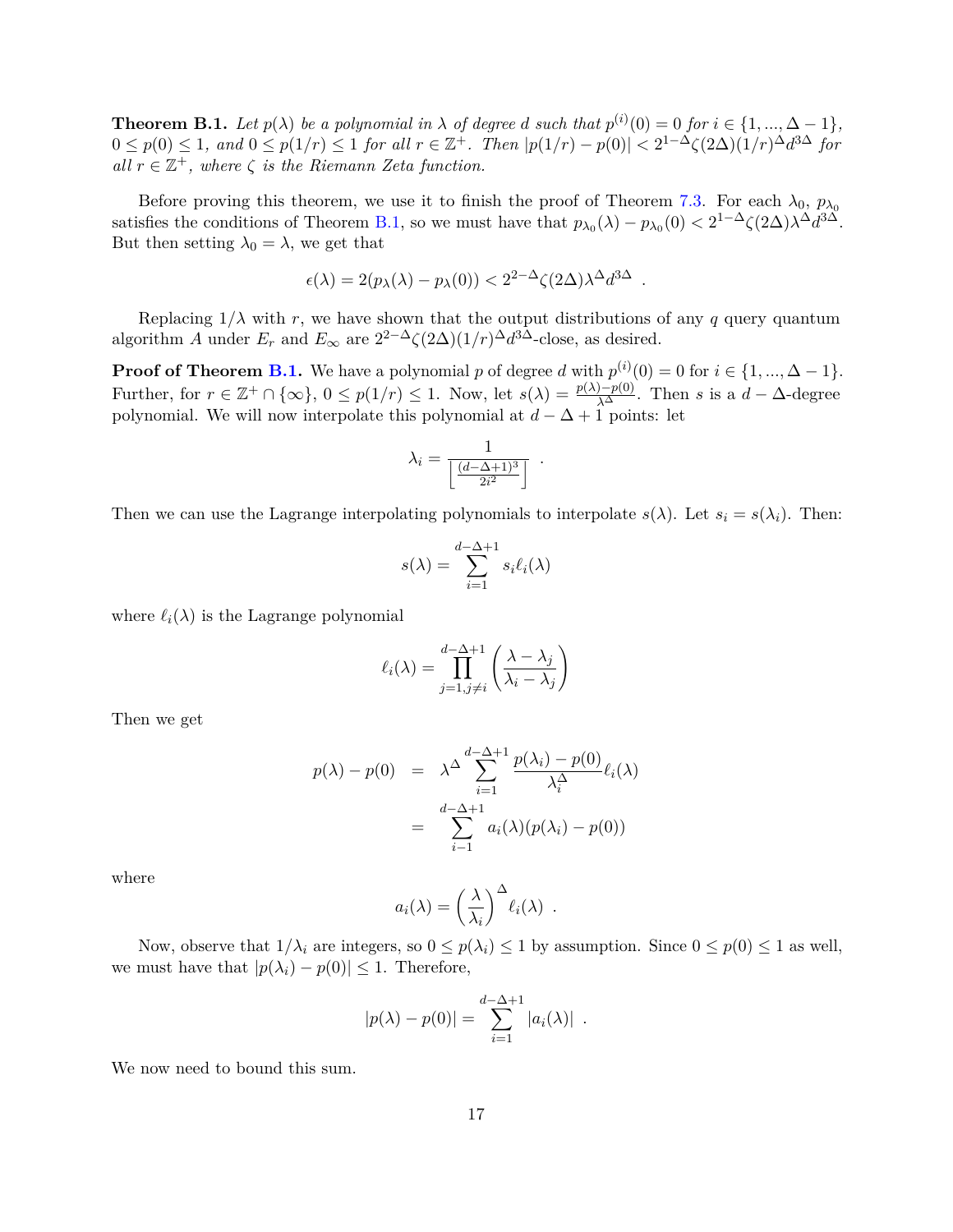**Theorem B.1.** *Let $p(\lambda)$ be a polynomial in $\lambda$ of degree $d$ such that $p^{(i)}(0) = 0$ for $i \in \{1, ..., \Delta - 1\}$, $0 \leq p(0) \leq 1$, and $0 \leq p(1/r) \leq 1$ for all $r \in \mathbb{Z}^+$. Then $|p(1/r) - p(0)| < 2^{1-\Delta}\zeta(2\Delta)(1/r)^\Delta d^{3\Delta}$ for all $r \in \mathbb{Z}^+$, where $\zeta$ is the Riemann Zeta function.*

Before proving this theorem, we use it to finish the proof of Theorem 7.3. For each $\lambda_0$, $p_{\lambda_0}$ satisfies the conditions of Theorem B.1, so we must have that $p_{\lambda_0}(\lambda) - p_{\lambda_0}(0) < 2^{1-\Delta}\zeta(2\Delta)\lambda^\Delta d^{3\Delta}$. But then setting $\lambda_0 = \lambda$, we get that

$$\epsilon(\lambda) = 2(p_\lambda(\lambda) - p_\lambda(0)) < 2^{2-\Delta}\zeta(2\Delta)\lambda^\Delta d^{3\Delta} \ .$$

Replacing $1/\lambda$ with $r$, we have shown that the output distributions of any $q$ query quantum algorithm $A$ under $E_r$ and $E_\infty$ are $2^{2-\Delta}\zeta(2\Delta)(1/r)^\Delta d^{3\Delta}$-close, as desired.

**Proof of Theorem B.1.** We have a polynomial $p$ of degree $d$ with $p^{(i)}(0) = 0$ for $i \in \{1, ..., \Delta - 1\}$. Further, for $r \in \mathbb{Z}^+ \cap \{\infty\}$, $0 \leq p(1/r) \leq 1$. Now, let $s(\lambda) = \frac{p(\lambda)-p(0)}{\lambda^\Delta}$. Then $s$ is a $d - \Delta$-degree polynomial. We will now interpolate this polynomial at $d - \Delta + 1$ points: let

$$\lambda_i = \frac{1}{\left\lfloor \frac{(d-\Delta+1)^3}{2i^2} \right\rfloor} \ .$$

Then we can use the Lagrange interpolating polynomials to interpolate $s(\lambda)$. Let $s_i = s(\lambda_i)$. Then:

$$s(\lambda) = \sum_{i=1}^{d-\Delta+1} s_i \ell_i(\lambda)$$

where $\ell_i(\lambda)$ is the Lagrange polynomial

$$\ell_i(\lambda) = \prod_{j=1, j\neq i}^{d-\Delta+1} \left( \frac{\lambda - \lambda_j}{\lambda_i - \lambda_j} \right)$$

Then we get

$$\begin{aligned} p(\lambda) - p(0) &= \lambda^\Delta \sum_{i=1}^{d-\Delta+1} \frac{p(\lambda_i) - p(0)}{\lambda_i^\Delta} \ell_i(\lambda) \\ &= \sum_{i-1}^{d-\Delta+1} a_i(\lambda)(p(\lambda_i) - p(0)) \end{aligned}$$

where

$$a_i(\lambda) = \left( \frac{\lambda}{\lambda_i} \right)^\Delta \ell_i(\lambda) \ .$$

Now, observe that $1/\lambda_i$ are integers, so $0 \leq p(\lambda_i) \leq 1$ by assumption. Since $0 \leq p(0) \leq 1$ as well, we must have that $|p(\lambda_i) - p(0)| \leq 1$. Therefore,

$$|p(\lambda) - p(0)| = \sum_{i=1}^{d-\Delta+1} |a_i(\lambda)| \ .$$

We now need to bound this sum.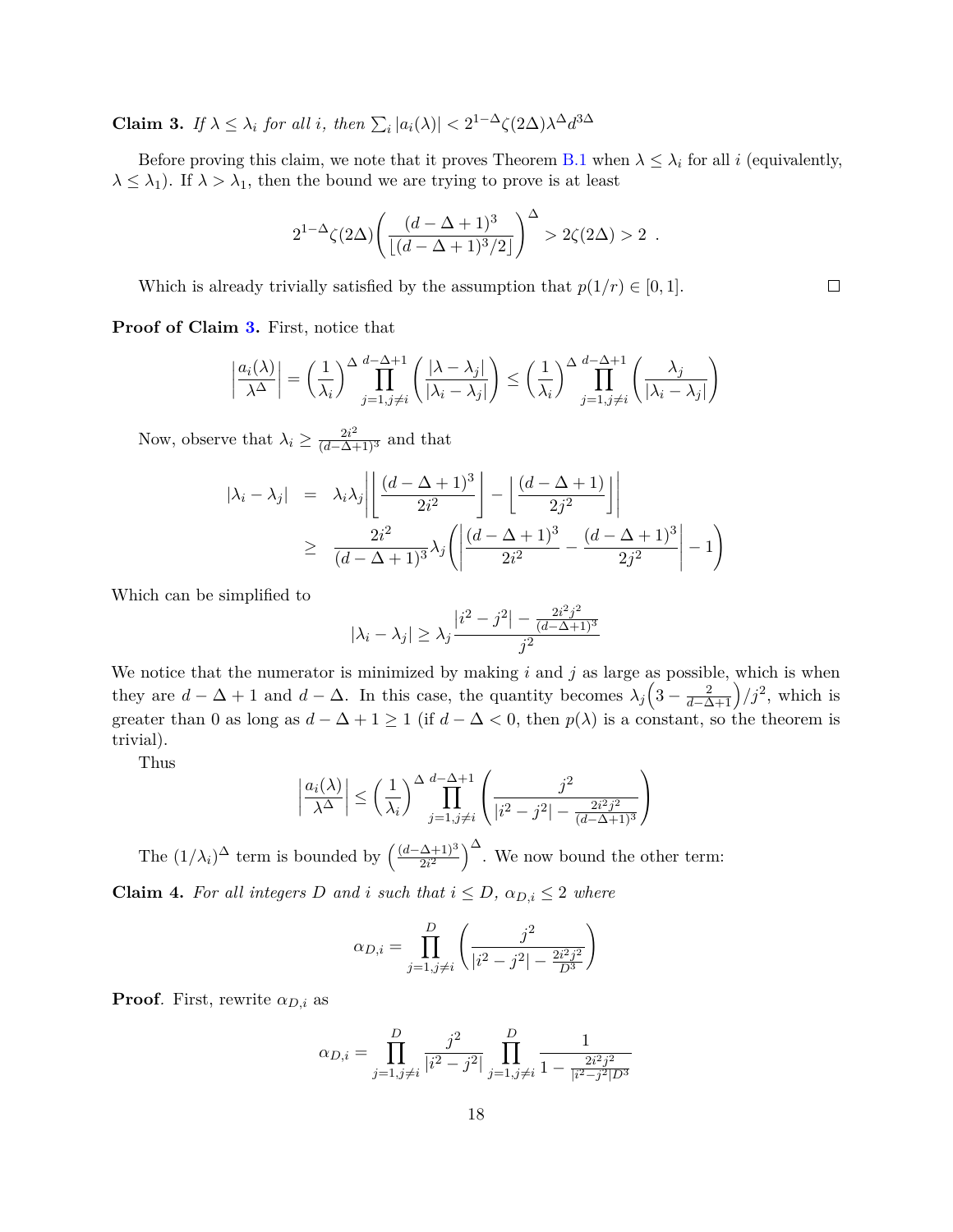**Claim 3.** *If $\lambda \le \lambda_i$ for all $i$, then $\sum_i |a_i(\lambda)| < 2^{1-\Delta}\zeta(2\Delta)\lambda^\Delta d^{3\Delta}$*

Before proving this claim, we note that it proves Theorem B.1 when $\lambda \le \lambda_i$ for all $i$ (equivalently, $\lambda \le \lambda_1$). If $\lambda > \lambda_1$, then the bound we are trying to prove is at least

$$2^{1-\Delta}\zeta(2\Delta)\left(\frac{(d-\Delta+1)^3}{\lfloor (d-\Delta+1)^3/2 \rfloor}\right)^\Delta > 2\zeta(2\Delta) > 2 \enspace .$$

Which is already trivially satisfied by the assumption that $p(1/r) \in [0,1]$. □

**Proof of Claim 3.** First, notice that

$$\left|\frac{a_i(\lambda)}{\lambda^\Delta}\right| = \left(\frac{1}{\lambda_i}\right)^\Delta \prod_{j=1, j\ne i}^{d-\Delta+1}\left(\frac{|\lambda - \lambda_j|}{|\lambda_i - \lambda_j|}\right) \le \left(\frac{1}{\lambda_i}\right)^\Delta \prod_{j=1, j\ne i}^{d-\Delta+1}\left(\frac{\lambda_j}{|\lambda_i - \lambda_j|}\right)$$

Now, observe that $\lambda_i \ge \frac{2i^2}{(d-\Delta+1)^3}$ and that

$$\begin{aligned}
|\lambda_i - \lambda_j| &= \lambda_i\lambda_j\left|\left\lfloor\frac{(d-\Delta+1)^3}{2i^2}\right\rfloor - \left\lfloor\frac{(d-\Delta+1)}{2j^2}\right\rfloor\right| \\
&\ge \frac{2i^2}{(d-\Delta+1)^3}\lambda_j\left(\left|\frac{(d-\Delta+1)^3}{2i^2} - \frac{(d-\Delta+1)^3}{2j^2}\right| - 1\right)
\end{aligned}$$

Which can be simplified to

$$|\lambda_i - \lambda_j| \ge \lambda_j \frac{|i^2 - j^2| - \frac{2i^2j^2}{(d-\Delta+1)^3}}{j^2}$$

We notice that the numerator is minimized by making $i$ and $j$ as large as possible, which is when they are $d-\Delta+1$ and $d-\Delta$. In this case, the quantity becomes $\lambda_j\left(3 - \frac{2}{d-\Delta+1}\right)/j^2$, which is greater than 0 as long as $d-\Delta+1 \ge 1$ (if $d-\Delta < 0$, then $p(\lambda)$ is a constant, so the theorem is trivial).

Thus

$$\left|\frac{a_i(\lambda)}{\lambda^\Delta}\right| \le \left(\frac{1}{\lambda_i}\right)^\Delta \prod_{j=1, j\ne i}^{d-\Delta+1}\left(\frac{j^2}{|i^2 - j^2| - \frac{2i^2j^2}{(d-\Delta+1)^3}}\right)$$

The $(1/\lambda_i)^\Delta$ term is bounded by $\left(\frac{(d-\Delta+1)^3}{2i^2}\right)^\Delta$. We now bound the other term:

**Claim 4.** *For all integers $D$ and $i$ such that $i \le D$, $\alpha_{D,i} \le 2$ where*

$$\alpha_{D,i} = \prod_{j=1, j\ne i}^{D}\left(\frac{j^2}{|i^2 - j^2| - \frac{2i^2j^2}{D^3}}\right)$$

*Proof.* First, rewrite $\alpha_{D,i}$ as

$$\alpha_{D,i} = \prod_{j=1, j\ne i}^{D}\frac{j^2}{|i^2 - j^2|}\prod_{j=1, j\ne i}^{D}\frac{1}{1 - \frac{2i^2j^2}{|i^2-j^2|D^3}}$$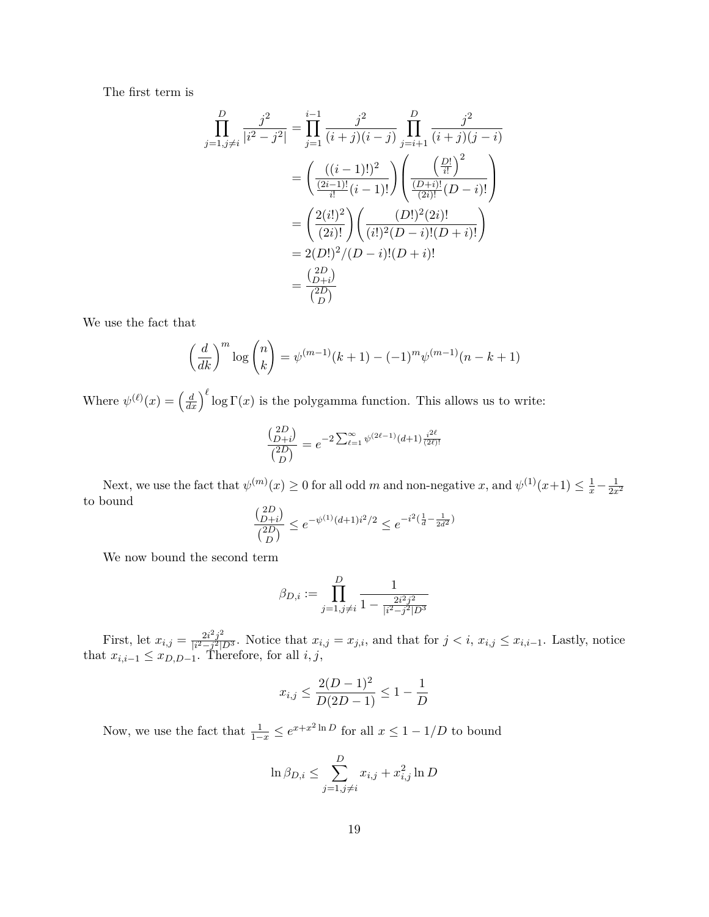The first term is

$$\prod_{j=1,j\neq i}^{D} \frac{j^2}{|i^2-j^2|} = \prod_{j=1}^{i-1} \frac{j^2}{(i+j)(i-j)} \prod_{j=i+1}^{D} \frac{j^2}{(i+j)(j-i)}$$

$$= \left(\frac{((i-1)!)^2}{\frac{(2i-1)!}{i!}(i-1)!}\right)\left(\frac{\left(\frac{D!}{i!}\right)^2}{\frac{(D+i)!}{(2i)!}(D-i)!}\right)$$

$$= \left(\frac{2(i!)^2}{(2i)!}\right)\left(\frac{(D!)^2(2i)!}{(i!)^2(D-i)!(D+i)!}\right)$$

$$= 2(D!)^2/(D-i)!(D+i)!$$

$$= \frac{\binom{2D}{D+i}}{\binom{2D}{D}}$$

We use the fact that

$$\left(\frac{d}{dk}\right)^m \log\binom{n}{k} = \psi^{(m-1)}(k+1) - (-1)^m \psi^{(m-1)}(n-k+1)$$

Where $\psi^{(\ell)}(x) = \left(\frac{d}{dx}\right)^{\ell} \log \Gamma(x)$ is the polygamma function. This allows us to write:

$$\frac{\binom{2D}{D+i}}{\binom{2D}{D}} = e^{-2\sum_{\ell=1}^{\infty} \psi^{(2\ell-1)}(d+1)\frac{i^{2\ell}}{(2\ell)!}}$$

Next, we use the fact that $\psi^{(m)}(x) \geq 0$ for all odd $m$ and non-negative $x$, and $\psi^{(1)}(x+1) \leq \frac{1}{x} - \frac{1}{2x^2}$ to bound

$$\frac{\binom{2D}{D+i}}{\binom{2D}{D}} \leq e^{-\psi^{(1)}(d+1)i^2/2} \leq e^{-i^2(\frac{1}{d}-\frac{1}{2d^2})}$$

We now bound the second term

$$\beta_{D,i} := \prod_{j=1,j\neq i}^{D} \frac{1}{1-\frac{2i^2j^2}{|i^2-j^2|D^3}}$$

First, let $x_{i,j} = \frac{2i^2j^2}{|i^2-j^2|D^3}$. Notice that $x_{i,j} = x_{j,i}$, and that for $j < i$, $x_{i,j} \leq x_{i,i-1}$. Lastly, notice that $x_{i,i-1} \leq x_{D,D-1}$. Therefore, for all $i, j$,

$$x_{i,j} \leq \frac{2(D-1)^2}{D(2D-1)} \leq 1 - \frac{1}{D}$$

Now, we use the fact that $\frac{1}{1-x} \leq e^{x+x^2 \ln D}$ for all $x \leq 1 - 1/D$ to bound

$$\ln \beta_{D,i} \leq \sum_{j=1,j\neq i}^{D} x_{i,j} + x_{i,j}^2 \ln D$$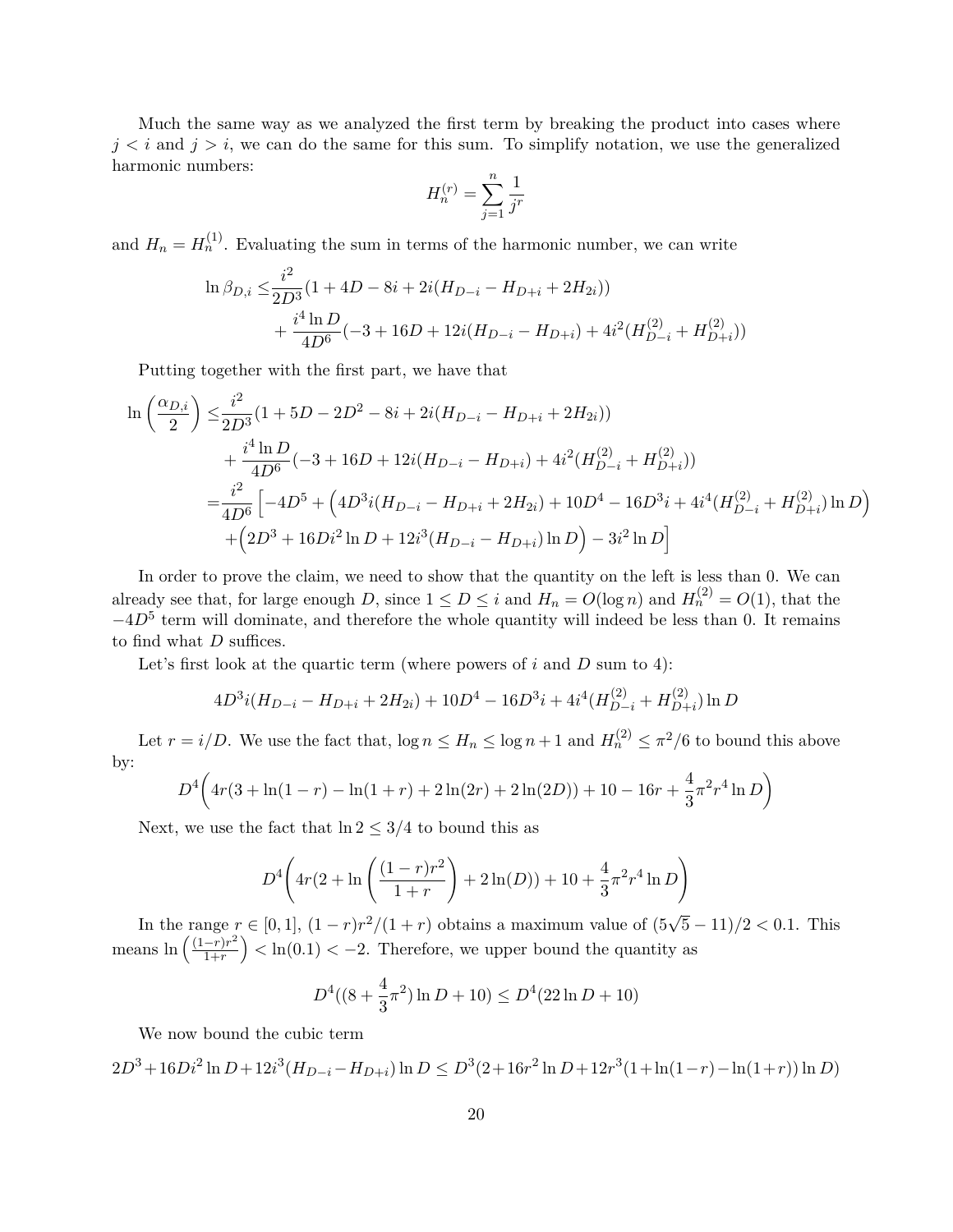Much the same way as we analyzed the first term by breaking the product into cases where $j < i$ and $j > i$, we can do the same for this sum. To simplify notation, we use the generalized harmonic numbers:

$$H_n^{(r)} = \sum_{j=1}^{n} \frac{1}{j^r}$$

and $H_n = H_n^{(1)}$. Evaluating the sum in terms of the harmonic number, we can write

$$\begin{aligned}
\ln \beta_{D,i} \leq & \frac{i^2}{2D^3}(1 + 4D - 8i + 2i(H_{D-i} - H_{D+i} + 2H_{2i})) \\
& + \frac{i^4 \ln D}{4D^6}(-3 + 16D + 12i(H_{D-i} - H_{D+i}) + 4i^2(H_{D-i}^{(2)} + H_{D+i}^{(2)}))
\end{aligned}$$

Putting together with the first part, we have that

$$\begin{aligned}
\ln\left(\frac{\alpha_{D,i}}{2}\right) \leq & \frac{i^2}{2D^3}(1 + 5D - 2D^2 - 8i + 2i(H_{D-i} - H_{D+i} + 2H_{2i})) \\
& + \frac{i^4 \ln D}{4D^6}(-3 + 16D + 12i(H_{D-i} - H_{D+i}) + 4i^2(H_{D-i}^{(2)} + H_{D+i}^{(2)})) \\
= & \frac{i^2}{4D^6}\Big[-4D^5 + \Big(4D^3 i(H_{D-i} - H_{D+i} + 2H_{2i}) + 10D^4 - 16D^3 i + 4i^4(H_{D-i}^{(2)} + H_{D+i}^{(2)}) \ln D\Big) \\
& + \Big(2D^3 + 16Di^2 \ln D + 12i^3(H_{D-i} - H_{D+i}) \ln D\Big) - 3i^2 \ln D\Big]
\end{aligned}$$

In order to prove the claim, we need to show that the quantity on the left is less than 0. We can already see that, for large enough $D$, since $1 \leq D \leq i$ and $H_n = O(\log n)$ and $H_n^{(2)} = O(1)$, that the $-4D^5$ term will dominate, and therefore the whole quantity will indeed be less than 0. It remains to find what $D$ suffices.

Let's first look at the quartic term (where powers of $i$ and $D$ sum to 4):

$$4D^3 i(H_{D-i} - H_{D+i} + 2H_{2i}) + 10D^4 - 16D^3 i + 4i^4(H_{D-i}^{(2)} + H_{D+i}^{(2)}) \ln D$$

Let $r = i/D$. We use the fact that, $\log n \leq H_n \leq \log n + 1$ and $H_n^{(2)} \leq \pi^2/6$ to bound this above by:

$$D^4\Big(4r(3 + \ln(1-r) - \ln(1+r) + 2\ln(2r) + 2\ln(2D)) + 10 - 16r + \frac{4}{3}\pi^2 r^4 \ln D\Big)$$

Next, we use the fact that $\ln 2 \leq 3/4$ to bound this as

$$D^4\Big(4r(2 + \ln\left(\frac{(1-r)r^2}{1+r}\right) + 2\ln(D)) + 10 + \frac{4}{3}\pi^2 r^4 \ln D\Big)$$

In the range $r \in [0, 1]$, $(1-r)r^2/(1+r)$ obtains a maximum value of $(5\sqrt{5} - 11)/2 < 0.1$. This means $\ln\left(\frac{(1-r)r^2}{1+r}\right) < \ln(0.1) < -2$. Therefore, we upper bound the quantity as

$$D^4((8 + \frac{4}{3}\pi^2)\ln D + 10) \leq D^4(22 \ln D + 10)$$

We now bound the cubic term

$$2D^3 + 16Di^2 \ln D + 12i^3(H_{D-i} - H_{D+i}) \ln D \leq D^3(2 + 16r^2 \ln D + 12r^3(1 + \ln(1-r) - \ln(1+r)) \ln D)$$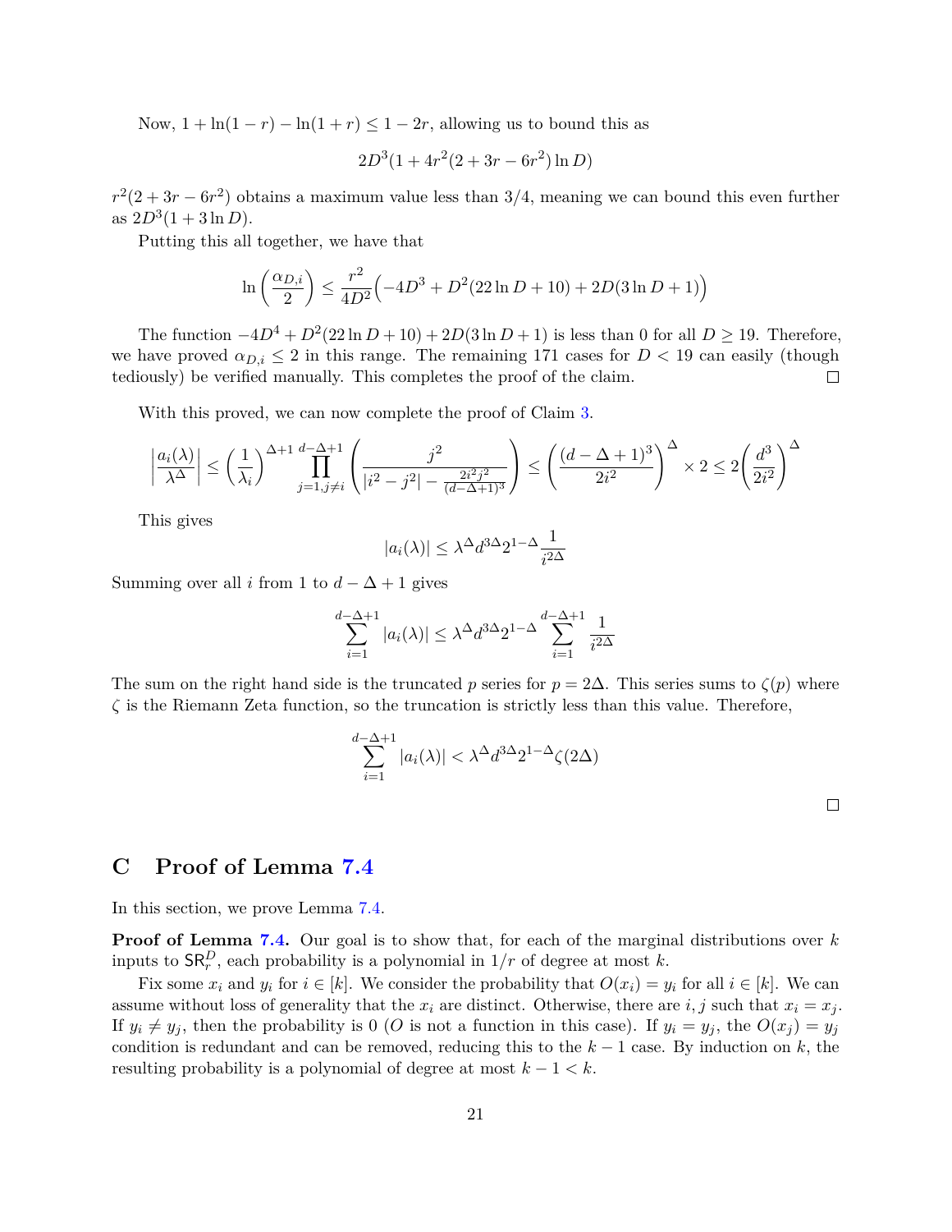Now, $1 + \ln(1-r) - \ln(1+r) \leq 1 - 2r$, allowing us to bound this as

$$2D^3(1 + 4r^2(2 + 3r - 6r^2)\ln D)$$

$r^2(2 + 3r - 6r^2)$ obtains a maximum value less than $3/4$, meaning we can bound this even further as $2D^3(1 + 3\ln D)$.

Putting this all together, we have that

$$\ln\left(\frac{\alpha_{D,i}}{2}\right) \leq \frac{r^2}{4D^2}\Big(-4D^3 + D^2(22\ln D + 10) + 2D(3\ln D + 1)\Big)$$

The function $-4D^4 + D^2(22\ln D + 10) + 2D(3\ln D + 1)$ is less than 0 for all $D \geq 19$. Therefore, we have proved $\alpha_{D,i} \leq 2$ in this range. The remaining 171 cases for $D < 19$ can easily (though tediously) be verified manually. This completes the proof of the claim. $\square$

With this proved, we can now complete the proof of Claim 3.

$$\left|\frac{a_i(\lambda)}{\lambda^\Delta}\right| \leq \left(\frac{1}{\lambda_i}\right)^{\Delta+1} \prod_{j=1, j\neq i}^{d-\Delta+1} \left(\frac{j^2}{|i^2 - j^2| - \frac{2i^2j^2}{(d-\Delta+1)^3}}\right) \leq \left(\frac{(d-\Delta+1)^3}{2i^2}\right)^\Delta \times 2 \leq 2\left(\frac{d^3}{2i^2}\right)^\Delta$$

This gives

$$|a_i(\lambda)| \leq \lambda^\Delta d^{3\Delta} 2^{1-\Delta} \frac{1}{i^{2\Delta}}$$

Summing over all $i$ from 1 to $d - \Delta + 1$ gives

$$\sum_{i=1}^{d-\Delta+1} |a_i(\lambda)| \leq \lambda^\Delta d^{3\Delta} 2^{1-\Delta} \sum_{i=1}^{d-\Delta+1} \frac{1}{i^{2\Delta}}$$

The sum on the right hand side is the truncated $p$ series for $p = 2\Delta$. This series sums to $\zeta(p)$ where $\zeta$ is the Riemann Zeta function, so the truncation is strictly less than this value. Therefore,

$$\sum_{i=1}^{d-\Delta+1} |a_i(\lambda)| < \lambda^\Delta d^{3\Delta} 2^{1-\Delta} \zeta(2\Delta)$$

$\square$

## C Proof of Lemma 7.4

In this section, we prove Lemma 7.4.

**Proof of Lemma 7.4.** Our goal is to show that, for each of the marginal distributions over $k$ inputs to $\mathsf{SR}_r^D$, each probability is a polynomial in $1/r$ of degree at most $k$.

Fix some $x_i$ and $y_i$ for $i \in [k]$. We consider the probability that $O(x_i) = y_i$ for all $i \in [k]$. We can assume without loss of generality that the $x_i$ are distinct. Otherwise, there are $i, j$ such that $x_i = x_j$. If $y_i \neq y_j$, then the probability is 0 ($O$ is not a function in this case). If $y_i = y_j$, the $O(x_j) = y_j$ condition is redundant and can be removed, reducing this to the $k - 1$ case. By induction on $k$, the resulting probability is a polynomial of degree at most $k - 1 < k$.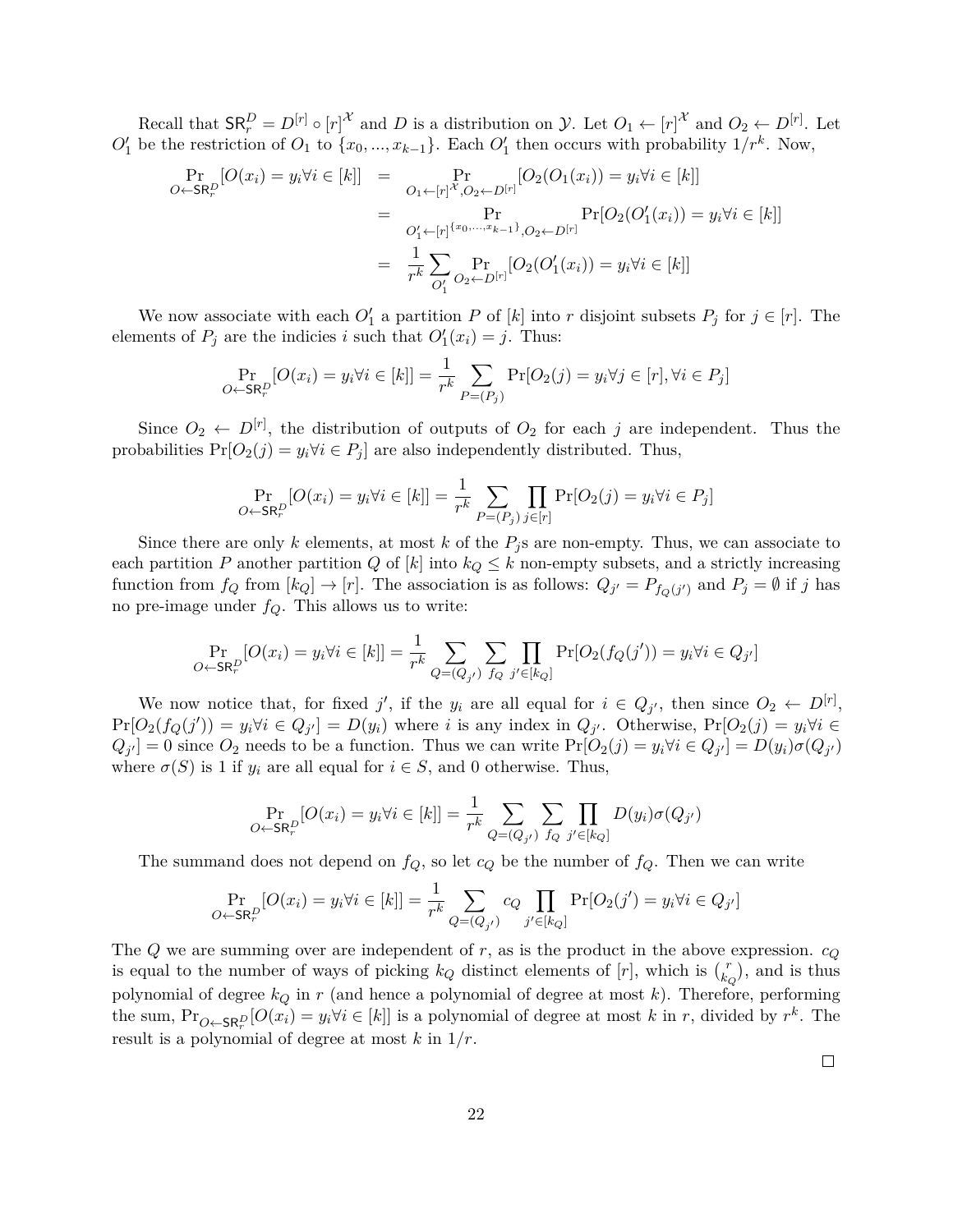Recall that $\mathsf{SR}_r^D = D^{[r]} \circ [r]^{\mathcal{X}}$ and $D$ is a distribution on $\mathcal{Y}$. Let $O_1 \leftarrow [r]^{\mathcal{X}}$ and $O_2 \leftarrow D^{[r]}$. Let $O_1'$ be the restriction of $O_1$ to $\{x_0, ..., x_{k-1}\}$. Each $O_1'$ then occurs with probability $1/r^k$. Now,

$$\begin{aligned}
\Pr_{O \leftarrow \mathsf{SR}_r^D}[O(x_i) = y_i \forall i \in [k]] &= \Pr_{O_1 \leftarrow [r]^{\mathcal{X}}, O_2 \leftarrow D^{[r]}}[O_2(O_1(x_i)) = y_i \forall i \in [k]] \\
&= \Pr_{O_1' \leftarrow [r]^{\{x_0,...,x_{k-1}\}}, O_2 \leftarrow D^{[r]}} \Pr[O_2(O_1'(x_i)) = y_i \forall i \in [k]] \\
&= \frac{1}{r^k} \sum_{O_1'} \Pr_{O_2 \leftarrow D^{[r]}}[O_2(O_1'(x_i)) = y_i \forall i \in [k]]
\end{aligned}$$

We now associate with each $O_1'$ a partition $P$ of $[k]$ into $r$ disjoint subsets $P_j$ for $j \in [r]$. The elements of $P_j$ are the indicies $i$ such that $O_1'(x_i) = j$. Thus:

$$\Pr_{O \leftarrow \mathsf{SR}_r^D}[O(x_i) = y_i \forall i \in [k]] = \frac{1}{r^k} \sum_{P = (P_j)} \Pr[O_2(j) = y_i \forall j \in [r], \forall i \in P_j]$$

Since $O_2 \leftarrow D^{[r]}$, the distribution of outputs of $O_2$ for each $j$ are independent. Thus the probabilities $\Pr[O_2(j) = y_i \forall i \in P_j]$ are also independently distributed. Thus,

$$\Pr_{O \leftarrow \mathsf{SR}_r^D}[O(x_i) = y_i \forall i \in [k]] = \frac{1}{r^k} \sum_{P = (P_j)} \prod_{j \in [r]} \Pr[O_2(j) = y_i \forall i \in P_j]$$

Since there are only $k$ elements, at most $k$ of the $P_j$s are non-empty. Thus, we can associate to each partition $P$ another partition $Q$ of $[k]$ into $k_Q \leq k$ non-empty subsets, and a strictly increasing function from $f_Q$ from $[k_Q] \to [r]$. The association is as follows: $Q_{j'} = P_{f_Q(j')}$ and $P_j = \emptyset$ if $j$ has no pre-image under $f_Q$. This allows us to write:

$$\Pr_{O \leftarrow \mathsf{SR}_r^D}[O(x_i) = y_i \forall i \in [k]] = \frac{1}{r^k} \sum_{Q = (Q_{j'})} \sum_{f_Q} \prod_{j' \in [k_Q]} \Pr[O_2(f_Q(j')) = y_i \forall i \in Q_{j'}]$$

We now notice that, for fixed $j'$, if the $y_i$ are all equal for $i \in Q_{j'}$, then since $O_2 \leftarrow D^{[r]}$, $\Pr[O_2(f_Q(j')) = y_i \forall i \in Q_{j'}] = D(y_i)$ where $i$ is any index in $Q_{j'}$. Otherwise, $\Pr[O_2(j) = y_i \forall i \in Q_{j'}] = 0$ since $O_2$ needs to be a function. Thus we can write $\Pr[O_2(j) = y_i \forall i \in Q_{j'}] = D(y_i)\sigma(Q_{j'})$ where $\sigma(S)$ is 1 if $y_i$ are all equal for $i \in S$, and 0 otherwise. Thus,

$$\Pr_{O \leftarrow \mathsf{SR}_r^D}[O(x_i) = y_i \forall i \in [k]] = \frac{1}{r^k} \sum_{Q = (Q_{j'})} \sum_{f_Q} \prod_{j' \in [k_Q]} D(y_i)\sigma(Q_{j'})$$

The summand does not depend on $f_Q$, so let $c_Q$ be the number of $f_Q$. Then we can write

$$\Pr_{O \leftarrow \mathsf{SR}_r^D}[O(x_i) = y_i \forall i \in [k]] = \frac{1}{r^k} \sum_{Q = (Q_{j'})} c_Q \prod_{j' \in [k_Q]} \Pr[O_2(j') = y_i \forall i \in Q_{j'}]$$

The $Q$ we are summing over are independent of $r$, as is the product in the above expression. $c_Q$ is equal to the number of ways of picking $k_Q$ distinct elements of $[r]$, which is $\binom{r}{k_Q}$, and is thus polynomial of degree $k_Q$ in $r$ (and hence a polynomial of degree at most $k$). Therefore, performing the sum, $\Pr_{O \leftarrow \mathsf{SR}_r^D}[O(x_i) = y_i \forall i \in [k]]$ is a polynomial of degree at most $k$ in $r$, divided by $r^k$. The result is a polynomial of degree at most $k$ in $1/r$.

$\square$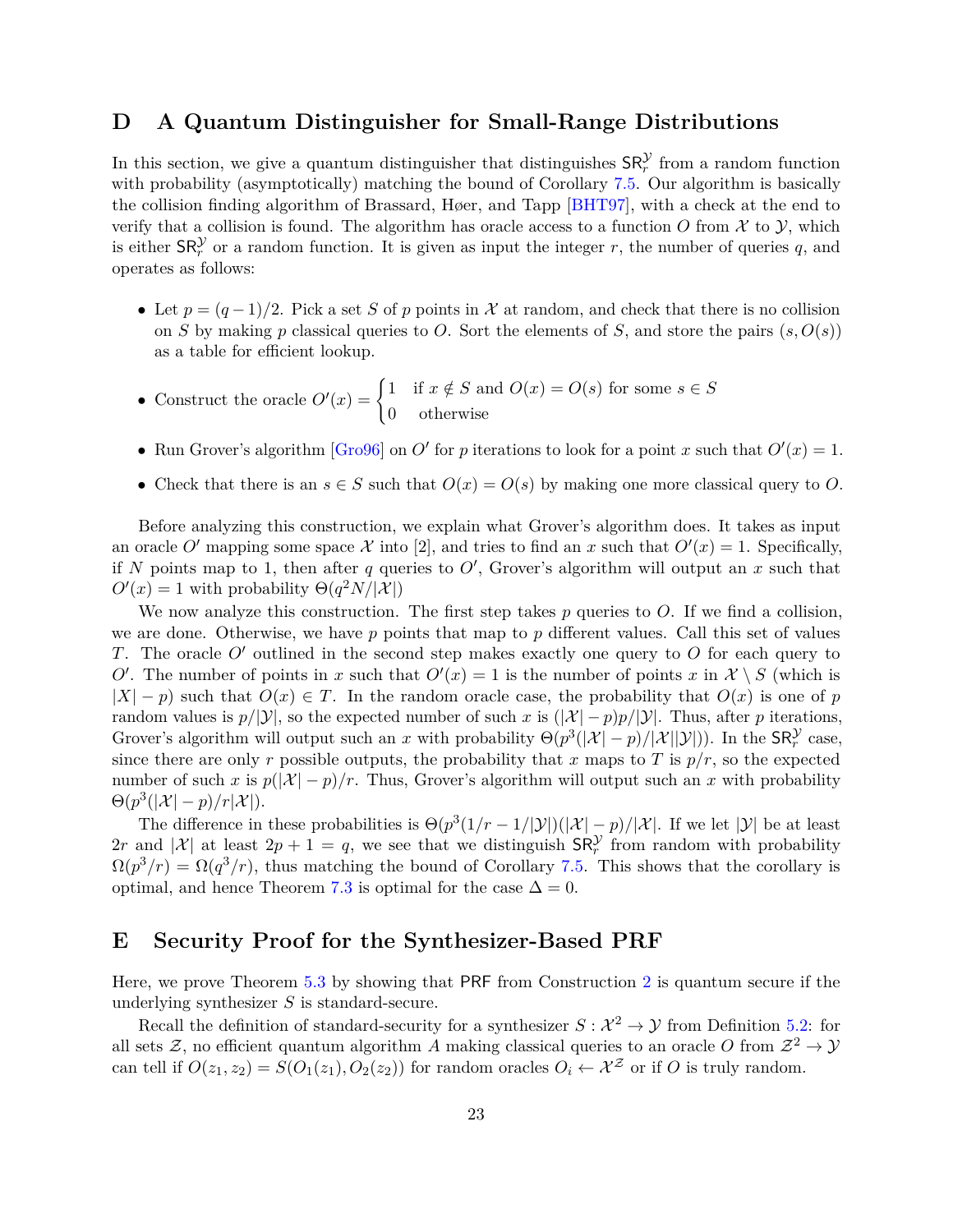# D A Quantum Distinguisher for Small-Range Distributions

In this section, we give a quantum distinguisher that distinguishes $\mathsf{SR}_r^{\mathcal{Y}}$ from a random function with probability (asymptotically) matching the bound of Corollary 7.5. Our algorithm is basically the collision finding algorithm of Brassard, Høer, and Tapp [BHT97], with a check at the end to verify that a collision is found. The algorithm has oracle access to a function $O$ from $\mathcal{X}$ to $\mathcal{Y}$, which is either $\mathsf{SR}_r^{\mathcal{Y}}$ or a random function. It is given as input the integer $r$, the number of queries $q$, and operates as follows:

- Let $p = (q-1)/2$. Pick a set $S$ of $p$ points in $\mathcal{X}$ at random, and check that there is no collision on $S$ by making $p$ classical queries to $O$. Sort the elements of $S$, and store the pairs $(s, O(s))$ as a table for efficient lookup.
- Construct the oracle $O'(x) = \begin{cases} 1 & \text{if } x \notin S \text{ and } O(x) = O(s) \text{ for some } s \in S \\ 0 & \text{otherwise} \end{cases}$
- Run Grover's algorithm [Gro96] on $O'$ for $p$ iterations to look for a point $x$ such that $O'(x) = 1$.
- Check that there is an $s \in S$ such that $O(x) = O(s)$ by making one more classical query to $O$.

Before analyzing this construction, we explain what Grover's algorithm does. It takes as input an oracle $O'$ mapping some space $\mathcal{X}$ into [2], and tries to find an $x$ such that $O'(x) = 1$. Specifically, if $N$ points map to 1, then after $q$ queries to $O'$, Grover's algorithm will output an $x$ such that $O'(x) = 1$ with probability $\Theta(q^2 N/|\mathcal{X}|)$

We now analyze this construction. The first step takes $p$ queries to $O$. If we find a collision, we are done. Otherwise, we have $p$ points that map to $p$ different values. Call this set of values $T$. The oracle $O'$ outlined in the second step makes exactly one query to $O$ for each query to $O'$. The number of points in $x$ such that $O'(x) = 1$ is the number of points $x$ in $\mathcal{X} \setminus S$ (which is $|X| - p$) such that $O(x) \in T$. In the random oracle case, the probability that $O(x)$ is one of $p$ random values is $p/|\mathcal{Y}|$, so the expected number of such $x$ is $(|\mathcal{X}| - p)p/|\mathcal{Y}|$. Thus, after $p$ iterations, Grover's algorithm will output such an $x$ with probability $\Theta(p^3(|\mathcal{X}| - p)/|\mathcal{X}||\mathcal{Y}|))$. In the $\mathsf{SR}_r^{\mathcal{Y}}$ case, since there are only $r$ possible outputs, the probability that $x$ maps to $T$ is $p/r$, so the expected number of such $x$ is $p(|\mathcal{X}| - p)/r$. Thus, Grover's algorithm will output such an $x$ with probability $\Theta(p^3(|\mathcal{X}| - p)/r|\mathcal{X}|)$.

The difference in these probabilities is $\Theta(p^3(1/r - 1/|\mathcal{Y}|)(|\mathcal{X}| - p)/|\mathcal{X}|$. If we let $|\mathcal{Y}|$ be at least $2r$ and $|\mathcal{X}|$ at least $2p + 1 = q$, we see that we distinguish $\mathsf{SR}_r^{\mathcal{Y}}$ from random with probability $\Omega(p^3/r) = \Omega(q^3/r)$, thus matching the bound of Corollary 7.5. This shows that the corollary is optimal, and hence Theorem 7.3 is optimal for the case $\Delta = 0$.

# E Security Proof for the Synthesizer-Based PRF

Here, we prove Theorem 5.3 by showing that $\mathsf{PRF}$ from Construction 2 is quantum secure if the underlying synthesizer $S$ is standard-secure.

Recall the definition of standard-security for a synthesizer $S : \mathcal{X}^2 \to \mathcal{Y}$ from Definition 5.2: for all sets $\mathcal{Z}$, no efficient quantum algorithm $A$ making classical queries to an oracle $O$ from $\mathcal{Z}^2 \to \mathcal{Y}$ can tell if $O(z_1, z_2) = S(O_1(z_1), O_2(z_2))$ for random oracles $O_i \leftarrow \mathcal{X}^{\mathcal{Z}}$ or if $O$ is truly random.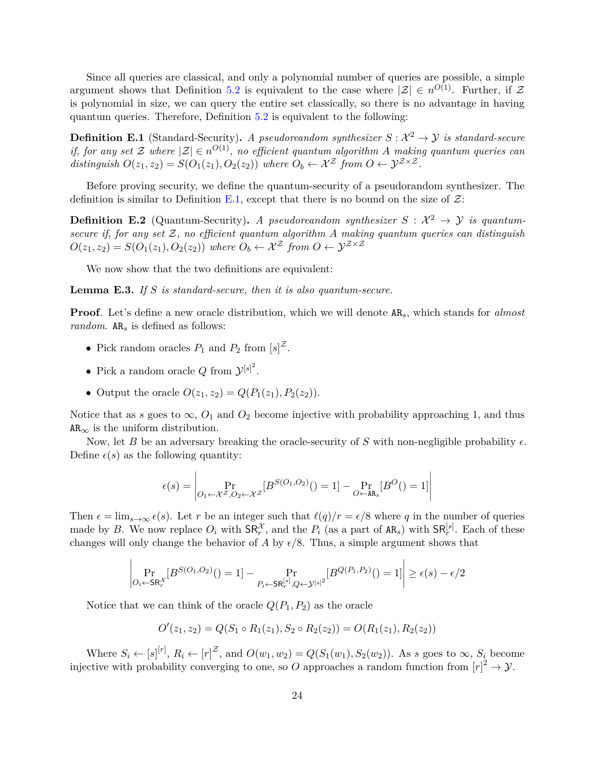Since all queries are classical, and only a polynomial number of queries are possible, a simple argument shows that Definition 5.2 is equivalent to the case where $|\mathcal{Z}| \in n^{O(1)}$. Further, if $\mathcal{Z}$ is polynomial in size, we can query the entire set classically, so there is no advantage in having quantum queries. Therefore, Definition 5.2 is equivalent to the following:

**Definition E.1** (Standard-Security)**.** *A pseudoreandom synthesizer $S : \mathcal{X}^2 \to \mathcal{Y}$ is standard-secure if, for any set $\mathcal{Z}$ where $|\mathcal{Z}| \in n^{O(1)}$, no efficient quantum algorithm $A$ making quantum queries can distinguish $O(z_1, z_2) = S(O_1(z_1), O_2(z_2))$ where $O_b \leftarrow \mathcal{X}^{\mathcal{Z}}$ from $O \leftarrow \mathcal{Y}^{\mathcal{Z}\times\mathcal{Z}}$.*

Before proving security, we define the quantum-security of a pseudorandom synthesizer. The definition is similar to Definition E.1, except that there is no bound on the size of $\mathcal{Z}$:

**Definition E.2** (Quantum-Security)**.** *A pseudoreandom synthesizer $S : \mathcal{X}^2 \to \mathcal{Y}$ is quantum-secure if, for any set $\mathcal{Z}$, no efficient quantum algorithm $A$ making quantum queries can distinguish $O(z_1, z_2) = S(O_1(z_1), O_2(z_2))$ where $O_b \leftarrow \mathcal{X}^{\mathcal{Z}}$ from $O \leftarrow \mathcal{Y}^{\mathcal{Z}\times\mathcal{Z}}$*

We now show that the two definitions are equivalent:

**Lemma E.3.** *If $S$ is standard-secure, then it is also quantum-secure.*

**Proof**. Let's define a new oracle distribution, which we will denote $\mathtt{AR}_s$, which stands for *almost random*. $\mathtt{AR}_s$ is defined as follows:

- Pick random oracles $P_1$ and $P_2$ from $[s]^{\mathcal{Z}}$.
- Pick a random oracle $Q$ from $\mathcal{Y}^{[s]^2}$.
- Output the oracle $O(z_1, z_2) = Q(P_1(z_1), P_2(z_2))$.

Notice that as $s$ goes to $\infty$, $O_1$ and $O_2$ become injective with probability approaching 1, and thus $\mathtt{AR}_\infty$ is the uniform distribution.

Now, let $B$ be an adversary breaking the oracle-security of $S$ with non-negligible probability $\epsilon$. Define $\epsilon(s)$ as the following quantity:

$$\epsilon(s) = \left| \Pr_{O_1 \leftarrow \mathcal{X}^{\mathcal{Z}}, O_2 \leftarrow \mathcal{X}^{\mathcal{Z}}}[B^{S(O_1,O_2)}() = 1] - \Pr_{O \leftarrow \mathtt{AR}_s}[B^{O}() = 1] \right|$$

Then $\epsilon = \lim_{s\to\infty} \epsilon(s)$. Let $r$ be an integer such that $\ell(q)/r = \epsilon/8$ where $q$ in the number of queries made by $B$. We now replace $O_i$ with $\mathsf{SR}_r^{\mathcal{X}}$, and the $P_i$ (as a part of $\mathtt{AR}_s$) with $\mathsf{SR}_r^{[s]}$. Each of these changes will only change the behavior of $A$ by $\epsilon/8$. Thus, a simple argument shows that

$$\left| \Pr_{O_i \leftarrow \mathsf{SR}_r^{\mathcal{X}}}[B^{S(O_1,O_2)}() = 1] - \Pr_{P_i \leftarrow \mathsf{SR}_r^{[s]}, Q \leftarrow \mathcal{Y}^{[s]^2}}[B^{Q(P_1,P_2)}() = 1] \right| \geq \epsilon(s) - \epsilon/2$$

Notice that we can think of the oracle $Q(P_1, P_2)$ as the oracle

$$O'(z_1, z_2) = Q(S_1 \circ R_1(z_1), S_2 \circ R_2(z_2)) = O(R_1(z_1), R_2(z_2))$$

Where $S_i \leftarrow [s]^{[r]}$, $R_i \leftarrow [r]^{\mathcal{Z}}$, and $O(w_1, w_2) = Q(S_1(w_1), S_2(w_2))$. As $s$ goes to $\infty$, $S_i$ become injective with probability converging to one, so $O$ approaches a random function from $[r]^2 \to \mathcal{Y}$.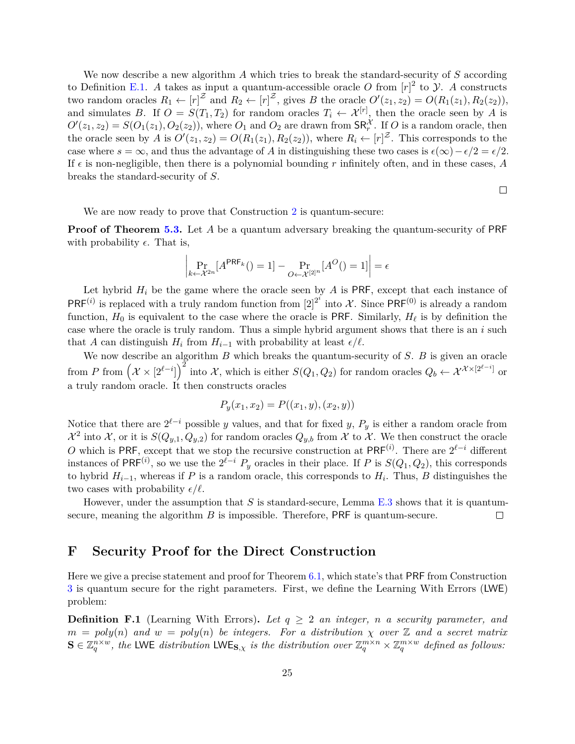We now describe a new algorithm $A$ which tries to break the standard-security of $S$ according to Definition E.1. $A$ takes as input a quantum-accessible oracle $O$ from $[r]^2$ to $\mathcal{Y}$. $A$ constructs two random oracles $R_1 \leftarrow [r]^{\mathcal{Z}}$ and $R_2 \leftarrow [r]^{\mathcal{Z}}$, gives $B$ the oracle $O'(z_1, z_2) = O(R_1(z_1), R_2(z_2))$, and simulates $B$. If $O = S(T_1, T_2)$ for random oracles $T_i \leftarrow \mathcal{X}^{[r]}$, then the oracle seen by $A$ is $O'(z_1, z_2) = S(O_1(z_1), O_2(z_2))$, where $O_1$ and $O_2$ are drawn from $\mathsf{SR}_r^{\mathcal{X}}$. If $O$ is a random oracle, then the oracle seen by $A$ is $O'(z_1, z_2) = O(R_1(z_1), R_2(z_2))$, where $R_i \leftarrow [r]^{\mathcal{Z}}$. This corresponds to the case where $s = \infty$, and thus the advantage of $A$ in distinguishing these two cases is $\epsilon(\infty) - \epsilon/2 = \epsilon/2$. If $\epsilon$ is non-negligible, then there is a polynomial bounding $r$ infinitely often, and in these cases, $A$ breaks the standard-security of $S$.

□

We are now ready to prove that Construction 2 is quantum-secure:

**Proof of Theorem 5.3.** Let $A$ be a quantum adversary breaking the quantum-security of $\mathsf{PRF}$ with probability $\epsilon$. That is,

$$\left| \Pr_{k \leftarrow \mathcal{X}^{2n}}[A^{\mathsf{PRF}_k}() = 1] - \Pr_{O \leftarrow \mathcal{X}^{[2]^n}}[A^{O}() = 1] \right| = \epsilon$$

Let hybrid $H_i$ be the game where the oracle seen by $A$ is $\mathsf{PRF}$, except that each instance of $\mathsf{PRF}^{(i)}$ is replaced with a truly random function from $[2]^{2^i}$ into $\mathcal{X}$. Since $\mathsf{PRF}^{(0)}$ is already a random function, $H_0$ is equivalent to the case where the oracle is $\mathsf{PRF}$. Similarly, $H_\ell$ is by definition the case where the oracle is truly random. Thus a simple hybrid argument shows that there is an $i$ such that $A$ can distinguish $H_i$ from $H_{i-1}$ with probability at least $\epsilon/\ell$.

We now describe an algorithm $B$ which breaks the quantum-security of $S$. $B$ is given an oracle from $P$ from $\left(\mathcal{X} \times [2^{\ell-i}]\right)^2$ into $\mathcal{X}$, which is either $S(Q_1, Q_2)$ for random oracles $Q_b \leftarrow \mathcal{X}^{\mathcal{X} \times [2^{\ell-i}]}$ or a truly random oracle. It then constructs oracles

$$P_y(x_1, x_2) = P((x_1, y), (x_2, y))$$

Notice that there are $2^{\ell-i}$ possible $y$ values, and that for fixed $y$, $P_y$ is either a random oracle from $\mathcal{X}^2$ into $\mathcal{X}$, or it is $S(Q_{y,1}, Q_{y,2})$ for random oracles $Q_{y,b}$ from $\mathcal{X}$ to $\mathcal{X}$. We then construct the oracle $O$ which is $\mathsf{PRF}$, except that we stop the recursive construction at $\mathsf{PRF}^{(i)}$. There are $2^{\ell-i}$ different instances of $\mathsf{PRF}^{(i)}$, so we use the $2^{\ell-i}$ $P_y$ oracles in their place. If $P$ is $S(Q_1, Q_2)$, this corresponds to hybrid $H_{i-1}$, whereas if $P$ is a random oracle, this corresponds to $H_i$. Thus, $B$ distinguishes the two cases with probability $\epsilon/\ell$.

However, under the assumption that $S$ is standard-secure, Lemma E.3 shows that it is quantum-secure, meaning the algorithm $B$ is impossible. Therefore, $\mathsf{PRF}$ is quantum-secure. □

# F Security Proof for the Direct Construction

Here we give a precise statement and proof for Theorem 6.1, which state's that $\mathsf{PRF}$ from Construction 3 is quantum secure for the right parameters. First, we define the Learning With Errors ($\mathsf{LWE}$) problem:

**Definition F.1** (Learning With Errors)**.** *Let $q \geq 2$ an integer, $n$ a security parameter, and $m = poly(n)$ and $w = poly(n)$ be integers. For a distribution $\chi$ over $\mathbb{Z}$ and a secret matrix $\mathbf{S} \in \mathbb{Z}_q^{n \times w}$, the $\mathsf{LWE}$ distribution $\mathsf{LWE}_{\mathbf{S},\chi}$ is the distribution over $\mathbb{Z}_q^{m \times n} \times \mathbb{Z}_q^{m \times w}$ defined as follows:*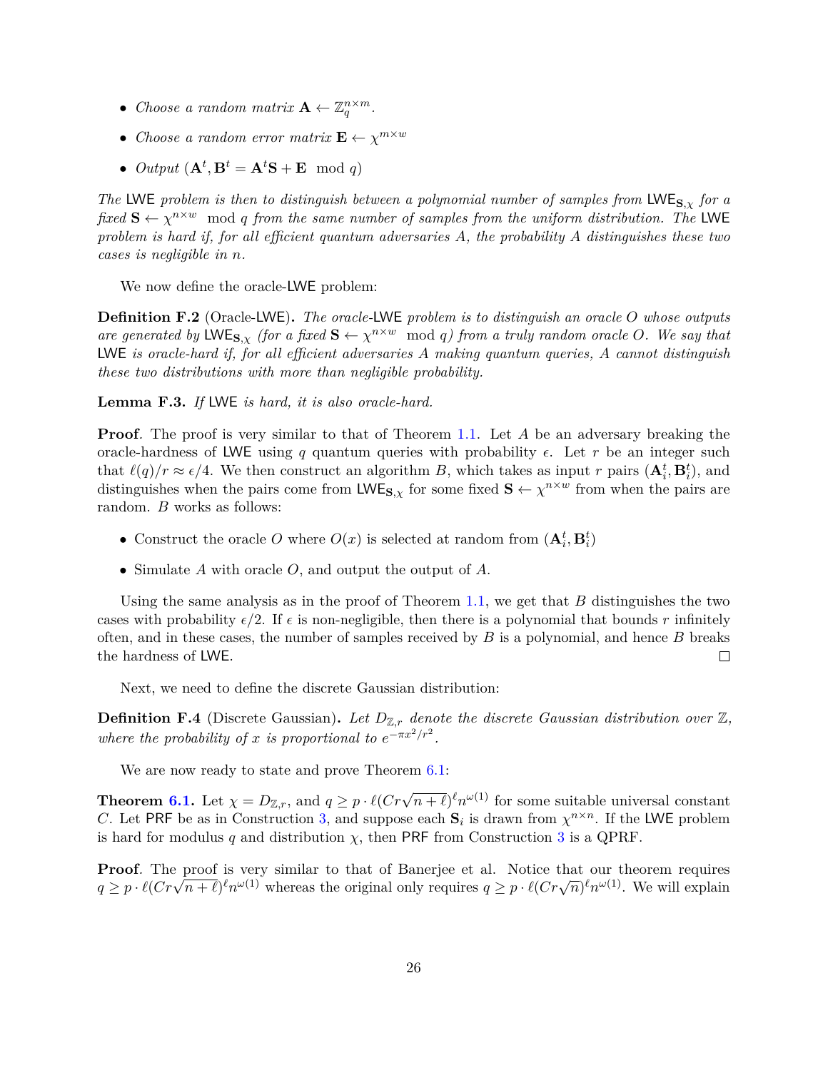- *Choose a random matrix* $\mathbf{A} \leftarrow \mathbb{Z}_q^{n\times m}$.
- *Choose a random error matrix* $\mathbf{E} \leftarrow \chi^{m\times w}$
- *Output* $(\mathbf{A}^t, \mathbf{B}^t = \mathbf{A}^t\mathbf{S} + \mathbf{E} \mod q)$

*The* LWE *problem is then to distinguish between a polynomial number of samples from* $\mathsf{LWE}_{\mathbf{S},\chi}$ *for a fixed* $\mathbf{S} \leftarrow \chi^{n\times w} \mod q$ *from the same number of samples from the uniform distribution. The* LWE *problem is hard if, for all efficient quantum adversaries* $A$*, the probability* $A$ *distinguishes these two cases is negligible in* $n$*.*

We now define the oracle-LWE problem:

**Definition F.2** (Oracle-LWE)**.** *The oracle-*LWE *problem is to distinguish an oracle* $O$ *whose outputs are generated by* $\mathsf{LWE}_{\mathbf{S},\chi}$ *(for a fixed* $\mathbf{S} \leftarrow \chi^{n\times w} \mod q$*) from a truly random oracle* $O$*. We say that* LWE *is oracle-hard if, for all efficient adversaries* $A$ *making quantum queries,* $A$ *cannot distinguish these two distributions with more than negligible probability.*

**Lemma F.3.** *If* LWE *is hard, it is also oracle-hard.*

**Proof**. The proof is very similar to that of Theorem 1.1. Let $A$ be an adversary breaking the oracle-hardness of LWE using $q$ quantum queries with probability $\epsilon$. Let $r$ be an integer such that $\ell(q)/r \approx \epsilon/4$. We then construct an algorithm $B$, which takes as input $r$ pairs $(\mathbf{A}_i^t, \mathbf{B}_i^t)$, and distinguishes when the pairs come from $\mathsf{LWE}_{\mathbf{S},\chi}$ for some fixed $\mathbf{S} \leftarrow \chi^{n\times w}$ from when the pairs are random. $B$ works as follows:

- Construct the oracle $O$ where $O(x)$ is selected at random from $(\mathbf{A}_i^t, \mathbf{B}_i^t)$
- Simulate $A$ with oracle $O$, and output the output of $A$.

Using the same analysis as in the proof of Theorem 1.1, we get that $B$ distinguishes the two cases with probability $\epsilon/2$. If $\epsilon$ is non-negligible, then there is a polynomial that bounds $r$ infinitely often, and in these cases, the number of samples received by $B$ is a polynomial, and hence $B$ breaks the hardness of LWE. □

Next, we need to define the discrete Gaussian distribution:

**Definition F.4** (Discrete Gaussian)**.** *Let* $D_{\mathbb{Z},r}$ *denote the discrete Gaussian distribution over* $\mathbb{Z}$*, where the probability of* $x$ *is proportional to* $e^{-\pi x^2/r^2}$*.*

We are now ready to state and prove Theorem 6.1:

**Theorem 6.1.** Let $\chi = D_{\mathbb{Z},r}$, and $q \geq p \cdot \ell(Cr\sqrt{n+\ell})^\ell n^{\omega(1)}$ for some suitable universal constant $C$. Let PRF be as in Construction 3, and suppose each $\mathbf{S}_i$ is drawn from $\chi^{n\times n}$. If the LWE problem is hard for modulus $q$ and distribution $\chi$, then PRF from Construction 3 is a QPRF.

**Proof**. The proof is very similar to that of Banerjee et al. Notice that our theorem requires $q \geq p \cdot \ell(Cr\sqrt{n+\ell})^\ell n^{\omega(1)}$ whereas the original only requires $q \geq p \cdot \ell(Cr\sqrt{n})^\ell n^{\omega(1)}$. We will explain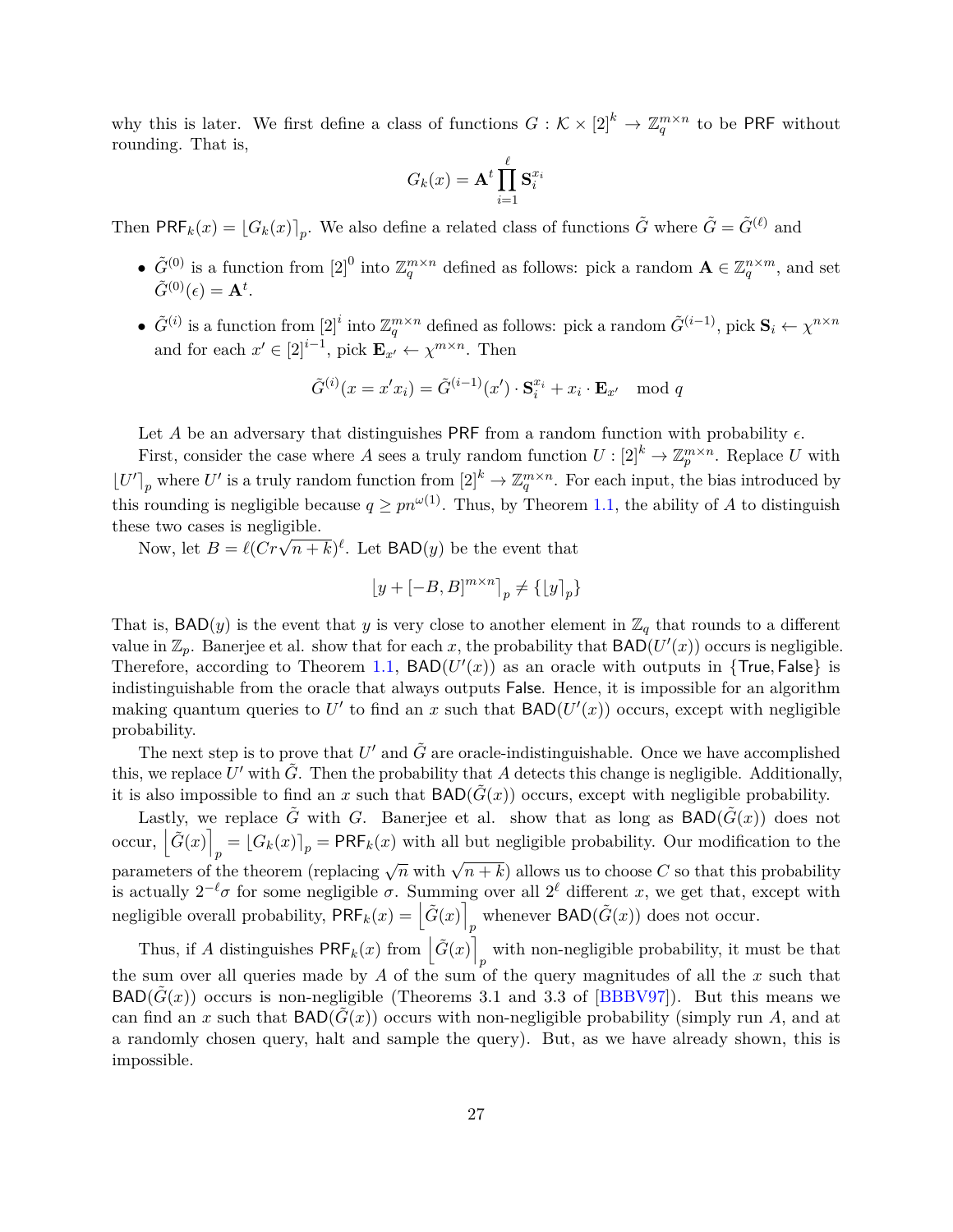why this is later. We first define a class of functions $G : \mathcal{K} \times [2]^k \to \mathbb{Z}_q^{m \times n}$ to be PRF without rounding. That is,

$$G_k(x) = \mathbf{A}^t \prod_{i=1}^{\ell} \mathbf{S}_i^{x_i}$$

Then $\mathsf{PRF}_k(x) = \lfloor G_k(x) \rceil_p$. We also define a related class of functions $\tilde{G}$ where $\tilde{G} = \tilde{G}^{(\ell)}$ and

- $\tilde{G}^{(0)}$ is a function from $[2]^0$ into $\mathbb{Z}_q^{m \times n}$ defined as follows: pick a random $\mathbf{A} \in \mathbb{Z}_q^{n \times m}$, and set $\tilde{G}^{(0)}(\epsilon) = \mathbf{A}^t$.
- $\tilde{G}^{(i)}$ is a function from $[2]^i$ into $\mathbb{Z}_q^{m \times n}$ defined as follows: pick a random $\tilde{G}^{(i-1)}$, pick $\mathbf{S}_i \leftarrow \chi^{n \times n}$ and for each $x' \in [2]^{i-1}$, pick $\mathbf{E}_{x'} \leftarrow \chi^{m \times n}$. Then

$$\tilde{G}^{(i)}(x = x'x_i) = \tilde{G}^{(i-1)}(x') \cdot \mathbf{S}_i^{x_i} + x_i \cdot \mathbf{E}_{x'} \mod q$$

Let $A$ be an adversary that distinguishes PRF from a random function with probability $\epsilon$.

First, consider the case where $A$ sees a truly random function $U : [2]^k \to \mathbb{Z}_p^{m \times n}$. Replace $U$ with $\lfloor U' \rceil_p$ where $U'$ is a truly random function from $[2]^k \to \mathbb{Z}_q^{m \times n}$. For each input, the bias introduced by this rounding is negligible because $q \geq pn^{\omega(1)}$. Thus, by Theorem 1.1, the ability of $A$ to distinguish these two cases is negligible.

Now, let $B = \ell(Cr\sqrt{n+k})^{\ell}$. Let $\mathsf{BAD}(y)$ be the event that

$$\lfloor y + [-B, B]^{m \times n} \rceil_p \neq \{\lfloor y \rceil_p\}$$

That is, $\mathsf{BAD}(y)$ is the event that $y$ is very close to another element in $\mathbb{Z}_q$ that rounds to a different value in $\mathbb{Z}_p$. Banerjee et al. show that for each $x$, the probability that $\mathsf{BAD}(U'(x))$ occurs is negligible. Therefore, according to Theorem 1.1, $\mathsf{BAD}(U'(x))$ as an oracle with outputs in $\{\mathsf{True}, \mathsf{False}\}$ is indistinguishable from the oracle that always outputs $\mathsf{False}$. Hence, it is impossible for an algorithm making quantum queries to $U'$ to find an $x$ such that $\mathsf{BAD}(U'(x))$ occurs, except with negligible probability.

The next step is to prove that $U'$ and $\tilde{G}$ are oracle-indistinguishable. Once we have accomplished this, we replace $U'$ with $\tilde{G}$. Then the probability that $A$ detects this change is negligible. Additionally, it is also impossible to find an $x$ such that $\mathsf{BAD}(\tilde{G}(x))$ occurs, except with negligible probability.

Lastly, we replace $\tilde{G}$ with $G$. Banerjee et al. show that as long as $\mathsf{BAD}(\tilde{G}(x))$ does not occur, $\left\lfloor \tilde{G}(x) \right\rceil_p = \lfloor G_k(x) \rceil_p = \mathsf{PRF}_k(x)$ with all but negligible probability. Our modification to the parameters of the theorem (replacing $\sqrt{n}$ with $\sqrt{n+k}$) allows us to choose $C$ so that this probability is actually $2^{-\ell}\sigma$ for some negligible $\sigma$. Summing over all $2^{\ell}$ different $x$, we get that, except with negligible overall probability, $\mathsf{PRF}_k(x) = \left\lfloor \tilde{G}(x) \right\rceil_p$ whenever $\mathsf{BAD}(\tilde{G}(x))$ does not occur.

Thus, if $A$ distinguishes $\mathsf{PRF}_k(x)$ from $\left\lfloor \tilde{G}(x) \right\rceil_p$ with non-negligible probability, it must be that the sum over all queries made by $A$ of the sum of the query magnitudes of all the $x$ such that $\mathsf{BAD}(\tilde{G}(x))$ occurs is non-negligible (Theorems 3.1 and 3.3 of [BBBV97]). But this means we can find an $x$ such that $\mathsf{BAD}(\tilde{G}(x))$ occurs with non-negligible probability (simply run $A$, and at a randomly chosen query, halt and sample the query). But, as we have already shown, this is impossible.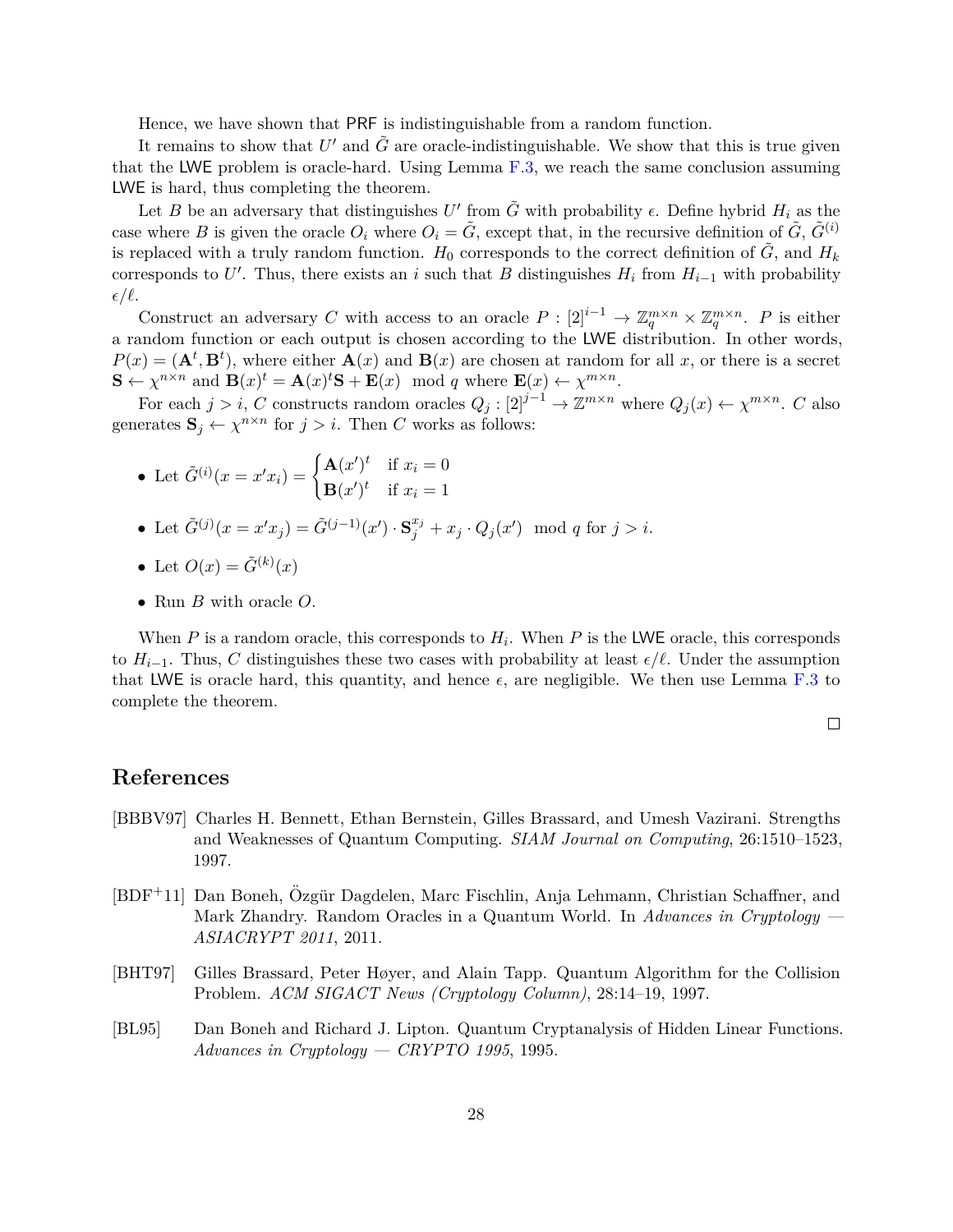Hence, we have shown that PRF is indistinguishable from a random function.

It remains to show that $U'$ and $\tilde{G}$ are oracle-indistinguishable. We show that this is true given that the LWE problem is oracle-hard. Using Lemma F.3, we reach the same conclusion assuming LWE is hard, thus completing the theorem.

Let $B$ be an adversary that distinguishes $U'$ from $\tilde{G}$ with probability $\epsilon$. Define hybrid $H_i$ as the case where $B$ is given the oracle $O_i$ where $O_i = \tilde{G}$, except that, in the recursive definition of $\tilde{G}$, $\tilde{G}^{(i)}$ is replaced with a truly random function. $H_0$ corresponds to the correct definition of $\tilde{G}$, and $H_k$ corresponds to $U'$. Thus, there exists an $i$ such that $B$ distinguishes $H_i$ from $H_{i-1}$ with probability $\epsilon/\ell$.

Construct an adversary $C$ with access to an oracle $P : [2]^{i-1} \to \mathbb{Z}_q^{m\times n} \times \mathbb{Z}_q^{m\times n}$. $P$ is either a random function or each output is chosen according to the LWE distribution. In other words, $P(x) = (\mathbf{A}^t, \mathbf{B}^t)$, where either $\mathbf{A}(x)$ and $\mathbf{B}(x)$ are chosen at random for all $x$, or there is a secret $\mathbf{S} \leftarrow \chi^{n\times n}$ and $\mathbf{B}(x)^t = \mathbf{A}(x)^t\mathbf{S} + \mathbf{E}(x) \mod q$ where $\mathbf{E}(x) \leftarrow \chi^{m\times n}$.

For each $j > i$, $C$ constructs random oracles $Q_j : [2]^{j-1} \to \mathbb{Z}^{m\times n}$ where $Q_j(x) \leftarrow \chi^{m\times n}$. $C$ also generates $\mathbf{S}_j \leftarrow \chi^{n\times n}$ for $j > i$. Then $C$ works as follows:

- Let $\tilde{G}^{(i)}(x = x'x_i) = \begin{cases} \mathbf{A}(x')^t & \text{if } x_i = 0 \\ \mathbf{B}(x')^t & \text{if } x_i = 1 \end{cases}$
- Let $\tilde{G}^{(j)}(x = x'x_j) = \tilde{G}^{(j-1)}(x') \cdot \mathbf{S}_j^{x_j} + x_j \cdot Q_j(x') \mod q$ for $j > i$.
- Let $O(x) = \tilde{G}^{(k)}(x)$
- Run $B$ with oracle $O$.

When $P$ is a random oracle, this corresponds to $H_i$. When $P$ is the LWE oracle, this corresponds to $H_{i-1}$. Thus, $C$ distinguishes these two cases with probability at least $\epsilon/\ell$. Under the assumption that LWE is oracle hard, this quantity, and hence $\epsilon$, are negligible. We then use Lemma F.3 to complete the theorem.

□

# References

[BBBV97] Charles H. Bennett, Ethan Bernstein, Gilles Brassard, and Umesh Vazirani. Strengths and Weaknesses of Quantum Computing. *SIAM Journal on Computing*, 26:1510–1523, 1997.

[BDF+11] Dan Boneh, Özgür Dagdelen, Marc Fischlin, Anja Lehmann, Christian Schaffner, and Mark Zhandry. Random Oracles in a Quantum World. In *Advances in Cryptology — ASIACRYPT 2011*, 2011.

[BHT97] Gilles Brassard, Peter Høyer, and Alain Tapp. Quantum Algorithm for the Collision Problem. *ACM SIGACT News (Cryptology Column)*, 28:14–19, 1997.

[BL95] Dan Boneh and Richard J. Lipton. Quantum Cryptanalysis of Hidden Linear Functions. *Advances in Cryptology — CRYPTO 1995*, 1995.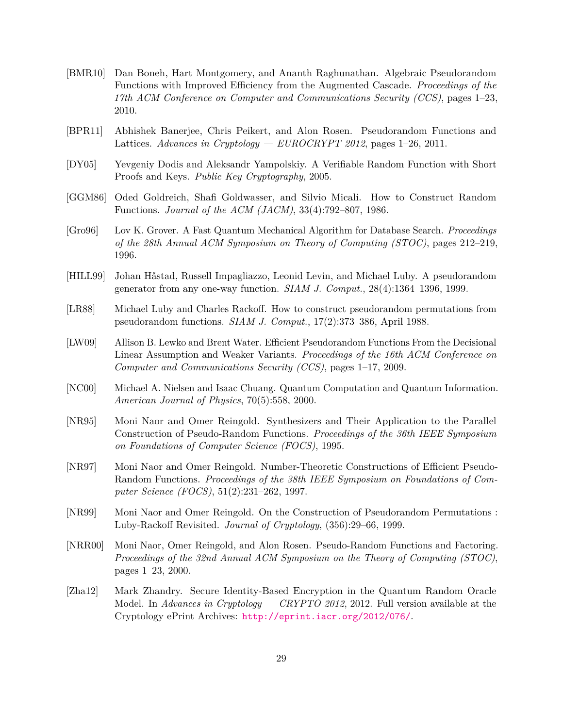[BMR10] Dan Boneh, Hart Montgomery, and Ananth Raghunathan. Algebraic Pseudorandom Functions with Improved Efficiency from the Augmented Cascade. *Proceedings of the 17th ACM Conference on Computer and Communications Security (CCS)*, pages 1–23, 2010.

[BPR11] Abhishek Banerjee, Chris Peikert, and Alon Rosen. Pseudorandom Functions and Lattices. *Advances in Cryptology — EUROCRYPT 2012*, pages 1–26, 2011.

[DY05] Yevgeniy Dodis and Aleksandr Yampolskiy. A Verifiable Random Function with Short Proofs and Keys. *Public Key Cryptography*, 2005.

[GGM86] Oded Goldreich, Shafi Goldwasser, and Silvio Micali. How to Construct Random Functions. *Journal of the ACM (JACM)*, 33(4):792–807, 1986.

[Gro96] Lov K. Grover. A Fast Quantum Mechanical Algorithm for Database Search. *Proceedings of the 28th Annual ACM Symposium on Theory of Computing (STOC)*, pages 212–219, 1996.

[HILL99] Johan Håstad, Russell Impagliazzo, Leonid Levin, and Michael Luby. A pseudorandom generator from any one-way function. *SIAM J. Comput.*, 28(4):1364–1396, 1999.

[LR88] Michael Luby and Charles Rackoff. How to construct pseudorandom permutations from pseudorandom functions. *SIAM J. Comput.*, 17(2):373–386, April 1988.

[LW09] Allison B. Lewko and Brent Water. Efficient Pseudorandom Functions From the Decisional Linear Assumption and Weaker Variants. *Proceedings of the 16th ACM Conference on Computer and Communications Security (CCS)*, pages 1–17, 2009.

[NC00] Michael A. Nielsen and Isaac Chuang. Quantum Computation and Quantum Information. *American Journal of Physics*, 70(5):558, 2000.

[NR95] Moni Naor and Omer Reingold. Synthesizers and Their Application to the Parallel Construction of Pseudo-Random Functions. *Proceedings of the 36th IEEE Symposium on Foundations of Computer Science (FOCS)*, 1995.

[NR97] Moni Naor and Omer Reingold. Number-Theoretic Constructions of Efficient Pseudo-Random Functions. *Proceedings of the 38th IEEE Symposium on Foundations of Computer Science (FOCS)*, 51(2):231–262, 1997.

[NR99] Moni Naor and Omer Reingold. On the Construction of Pseudorandom Permutations : Luby-Rackoff Revisited. *Journal of Cryptology*, (356):29–66, 1999.

[NRR00] Moni Naor, Omer Reingold, and Alon Rosen. Pseudo-Random Functions and Factoring. *Proceedings of the 32nd Annual ACM Symposium on the Theory of Computing (STOC)*, pages 1–23, 2000.

[Zha12] Mark Zhandry. Secure Identity-Based Encryption in the Quantum Random Oracle Model. In *Advances in Cryptology — CRYPTO 2012*, 2012. Full version available at the Cryptology ePrint Archives: http://eprint.iacr.org/2012/076/.